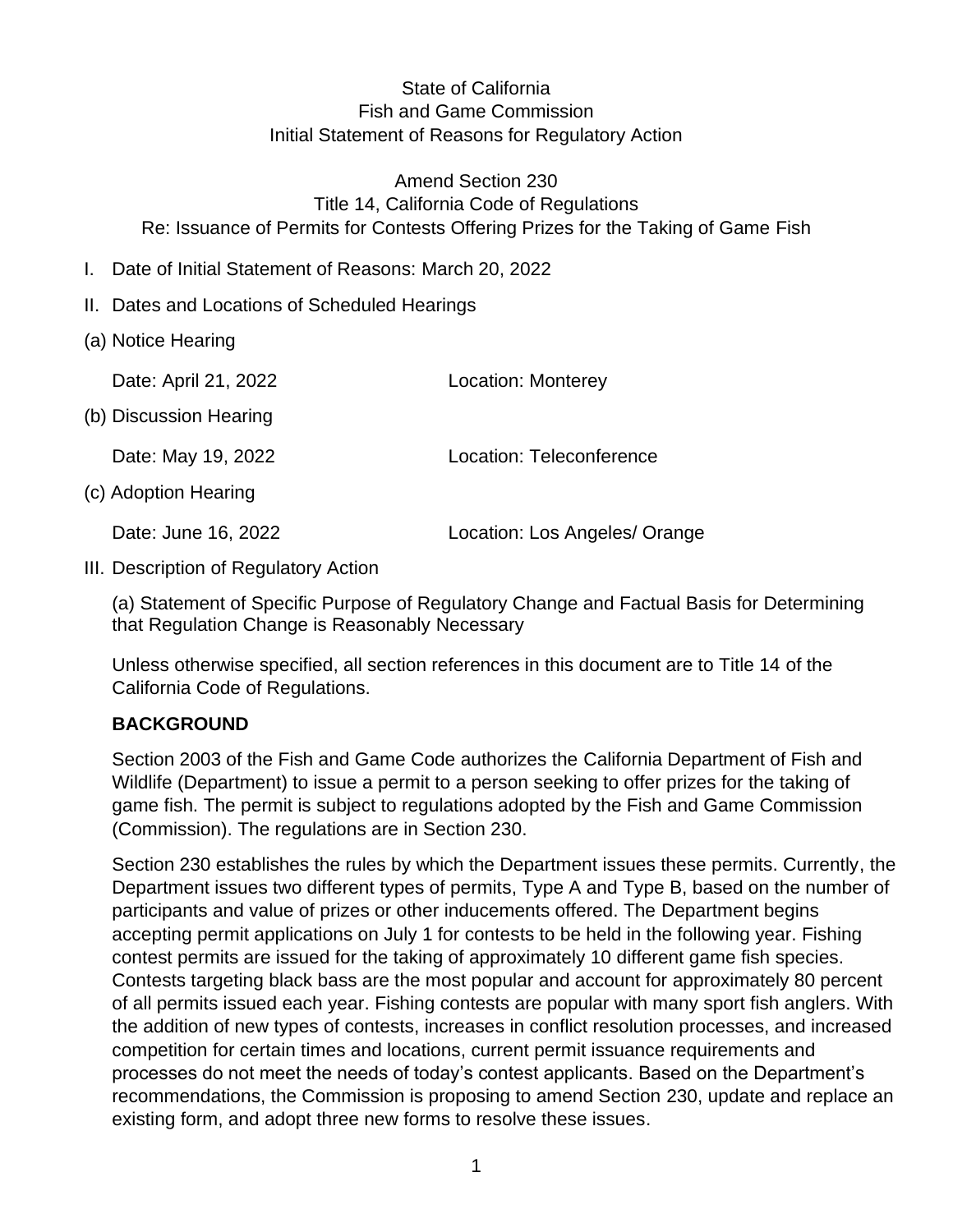State of California
Fish and Game Commission
Initial Statement of Reasons for Regulatory Action

Amend Section 230
Title 14, California Code of Regulations
Re: Issuance of Permits for Contests Offering Prizes for the Taking of Game Fish

I. Date of Initial Statement of Reasons: March 20, 2022

II. Dates and Locations of Scheduled Hearings

(a) Notice Hearing

Date: April 21, 2022 Location: Monterey

(b) Discussion Hearing

Date: May 19, 2022 Location: Teleconference

(c) Adoption Hearing

Date: June 16, 2022 Location: Los Angeles/ Orange

III. Description of Regulatory Action

(a) Statement of Specific Purpose of Regulatory Change and Factual Basis for Determining that Regulation Change is Reasonably Necessary

Unless otherwise specified, all section references in this document are to Title 14 of the California Code of Regulations.

**BACKGROUND**

Section 2003 of the Fish and Game Code authorizes the California Department of Fish and Wildlife (Department) to issue a permit to a person seeking to offer prizes for the taking of game fish. The permit is subject to regulations adopted by the Fish and Game Commission (Commission). The regulations are in Section 230.

Section 230 establishes the rules by which the Department issues these permits. Currently, the Department issues two different types of permits, Type A and Type B, based on the number of participants and value of prizes or other inducements offered. The Department begins accepting permit applications on July 1 for contests to be held in the following year. Fishing contest permits are issued for the taking of approximately 10 different game fish species. Contests targeting black bass are the most popular and account for approximately 80 percent of all permits issued each year. Fishing contests are popular with many sport fish anglers. With the addition of new types of contests, increases in conflict resolution processes, and increased competition for certain times and locations, current permit issuance requirements and processes do not meet the needs of today's contest applicants. Based on the Department's recommendations, the Commission is proposing to amend Section 230, update and replace an existing form, and adopt three new forms to resolve these issues.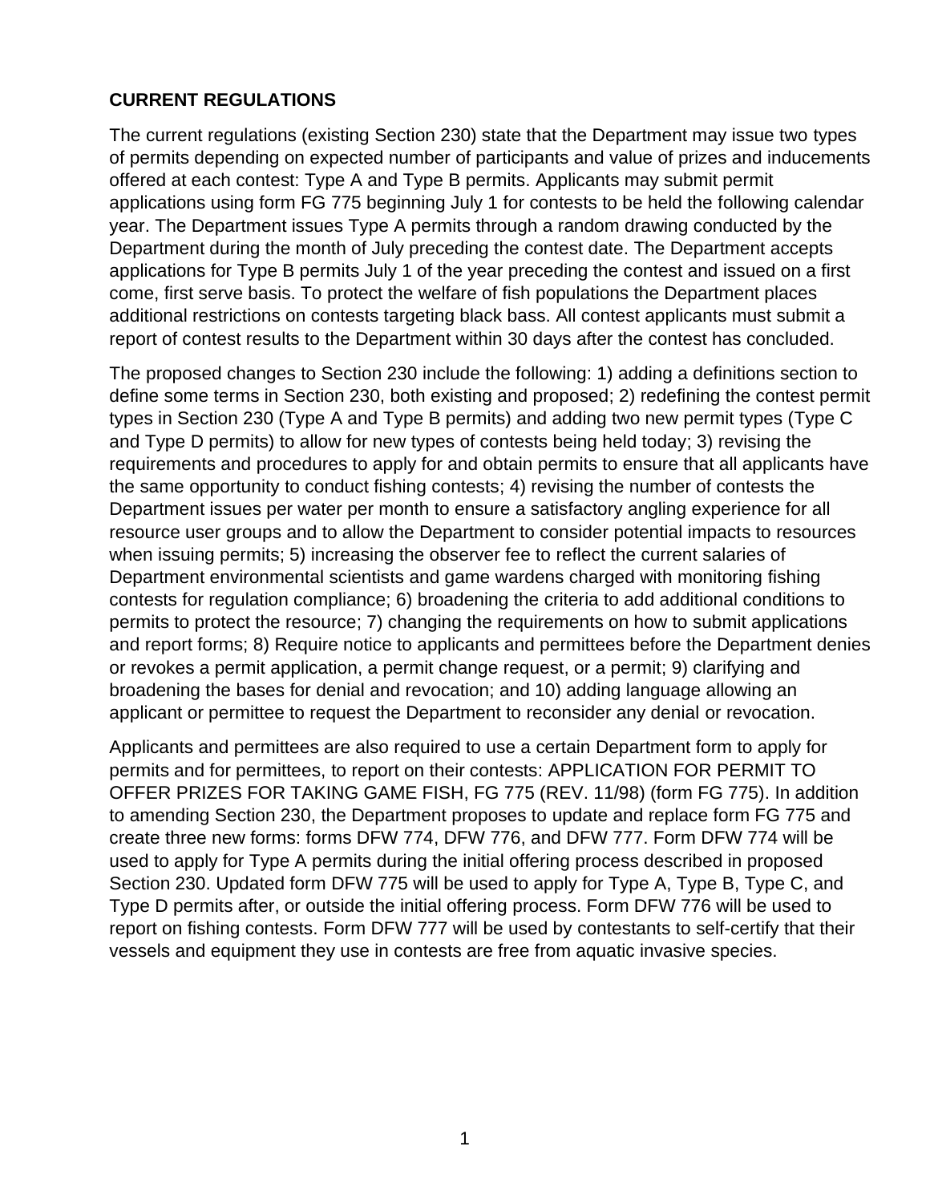**CURRENT REGULATIONS**

The current regulations (existing Section 230) state that the Department may issue two types of permits depending on expected number of participants and value of prizes and inducements offered at each contest: Type A and Type B permits. Applicants may submit permit applications using form FG 775 beginning July 1 for contests to be held the following calendar year. The Department issues Type A permits through a random drawing conducted by the Department during the month of July preceding the contest date. The Department accepts applications for Type B permits July 1 of the year preceding the contest and issued on a first come, first serve basis. To protect the welfare of fish populations the Department places additional restrictions on contests targeting black bass. All contest applicants must submit a report of contest results to the Department within 30 days after the contest has concluded.

The proposed changes to Section 230 include the following: 1) adding a definitions section to define some terms in Section 230, both existing and proposed; 2) redefining the contest permit types in Section 230 (Type A and Type B permits) and adding two new permit types (Type C and Type D permits) to allow for new types of contests being held today; 3) revising the requirements and procedures to apply for and obtain permits to ensure that all applicants have the same opportunity to conduct fishing contests; 4) revising the number of contests the Department issues per water per month to ensure a satisfactory angling experience for all resource user groups and to allow the Department to consider potential impacts to resources when issuing permits; 5) increasing the observer fee to reflect the current salaries of Department environmental scientists and game wardens charged with monitoring fishing contests for regulation compliance; 6) broadening the criteria to add additional conditions to permits to protect the resource; 7) changing the requirements on how to submit applications and report forms; 8) Require notice to applicants and permittees before the Department denies or revokes a permit application, a permit change request, or a permit; 9) clarifying and broadening the bases for denial and revocation; and 10) adding language allowing an applicant or permittee to request the Department to reconsider any denial or revocation.

Applicants and permittees are also required to use a certain Department form to apply for permits and for permittees, to report on their contests: APPLICATION FOR PERMIT TO OFFER PRIZES FOR TAKING GAME FISH, FG 775 (REV. 11/98) (form FG 775). In addition to amending Section 230, the Department proposes to update and replace form FG 775 and create three new forms: forms DFW 774, DFW 776, and DFW 777. Form DFW 774 will be used to apply for Type A permits during the initial offering process described in proposed Section 230. Updated form DFW 775 will be used to apply for Type A, Type B, Type C, and Type D permits after, or outside the initial offering process. Form DFW 776 will be used to report on fishing contests. Form DFW 777 will be used by contestants to self-certify that their vessels and equipment they use in contests are free from aquatic invasive species.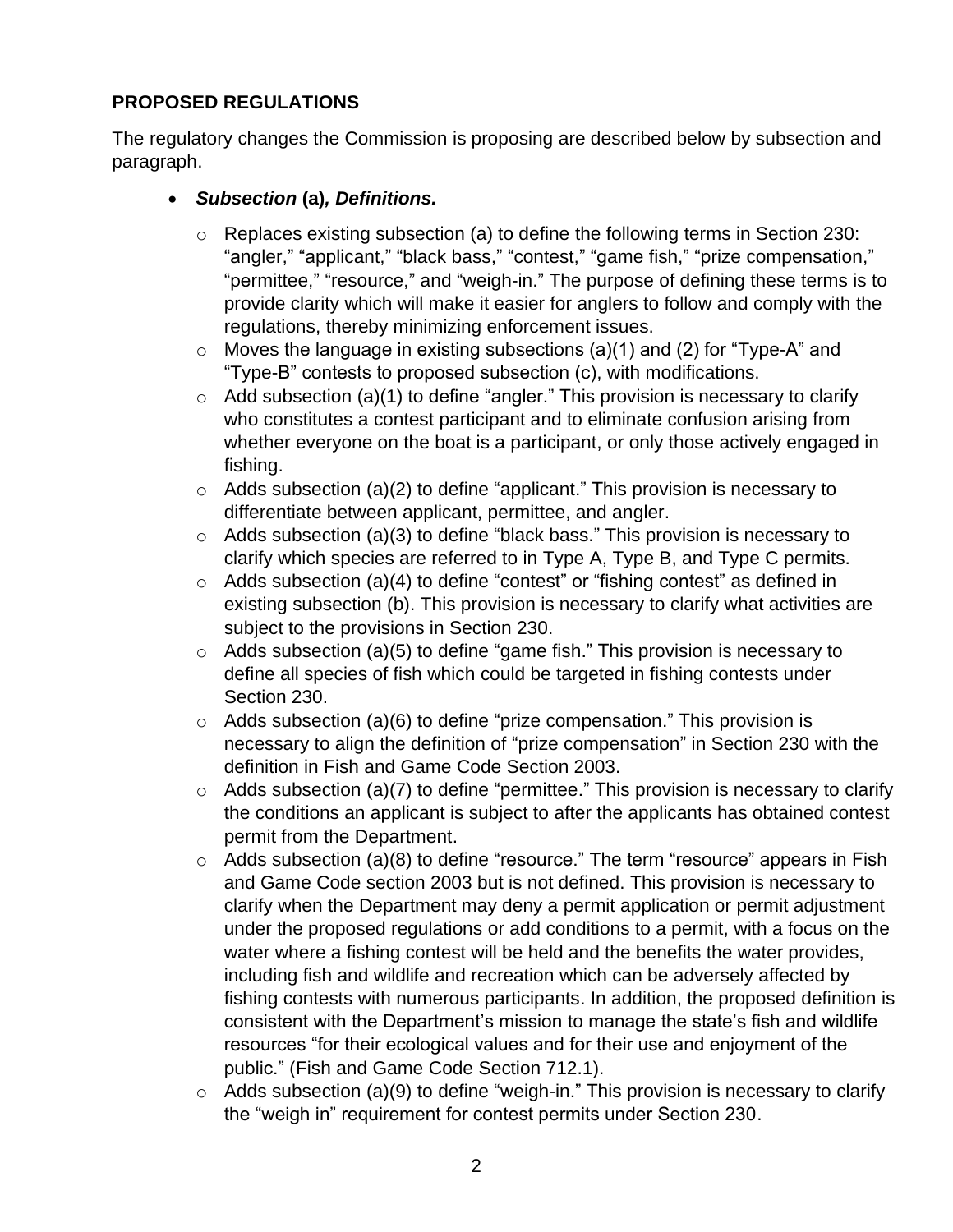**PROPOSED REGULATIONS**

The regulatory changes the Commission is proposing are described below by subsection and paragraph.

- ***Subsection* (a)*, Definitions.***
  - Replaces existing subsection (a) to define the following terms in Section 230: "angler," "applicant," "black bass," "contest," "game fish," "prize compensation," "permittee," "resource," and "weigh-in." The purpose of defining these terms is to provide clarity which will make it easier for anglers to follow and comply with the regulations, thereby minimizing enforcement issues.
  - Moves the language in existing subsections (a)(1) and (2) for "Type-A" and "Type-B" contests to proposed subsection (c), with modifications.
  - Add subsection (a)(1) to define "angler." This provision is necessary to clarify who constitutes a contest participant and to eliminate confusion arising from whether everyone on the boat is a participant, or only those actively engaged in fishing.
  - Adds subsection (a)(2) to define "applicant." This provision is necessary to differentiate between applicant, permittee, and angler.
  - Adds subsection (a)(3) to define "black bass." This provision is necessary to clarify which species are referred to in Type A, Type B, and Type C permits.
  - Adds subsection (a)(4) to define "contest" or "fishing contest" as defined in existing subsection (b). This provision is necessary to clarify what activities are subject to the provisions in Section 230.
  - Adds subsection (a)(5) to define "game fish." This provision is necessary to define all species of fish which could be targeted in fishing contests under Section 230.
  - Adds subsection (a)(6) to define "prize compensation." This provision is necessary to align the definition of "prize compensation" in Section 230 with the definition in Fish and Game Code Section 2003.
  - Adds subsection (a)(7) to define "permittee." This provision is necessary to clarify the conditions an applicant is subject to after the applicants has obtained contest permit from the Department.
  - Adds subsection (a)(8) to define "resource." The term "resource" appears in Fish and Game Code section 2003 but is not defined. This provision is necessary to clarify when the Department may deny a permit application or permit adjustment under the proposed regulations or add conditions to a permit, with a focus on the water where a fishing contest will be held and the benefits the water provides, including fish and wildlife and recreation which can be adversely affected by fishing contests with numerous participants. In addition, the proposed definition is consistent with the Department's mission to manage the state's fish and wildlife resources "for their ecological values and for their use and enjoyment of the public." (Fish and Game Code Section 712.1).
  - Adds subsection (a)(9) to define "weigh-in." This provision is necessary to clarify the "weigh in" requirement for contest permits under Section 230.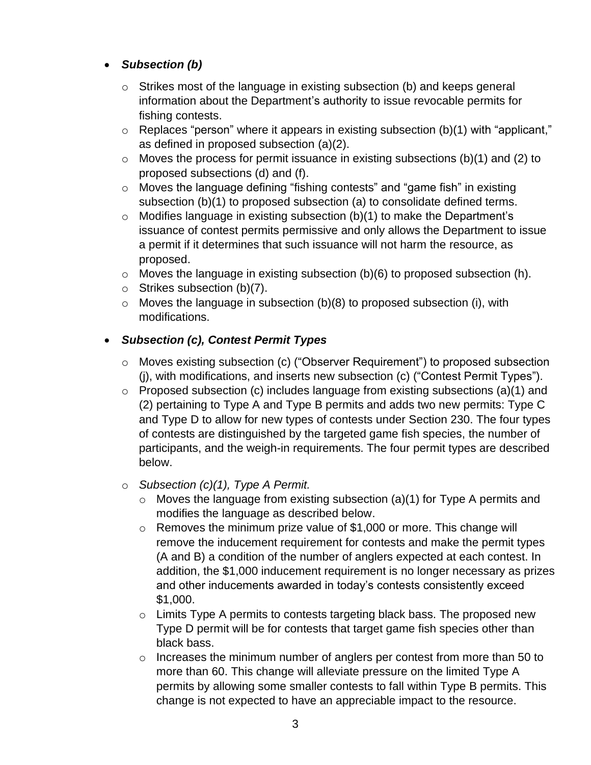- ***Subsection (b)***
  - Strikes most of the language in existing subsection (b) and keeps general information about the Department's authority to issue revocable permits for fishing contests.
  - Replaces "person" where it appears in existing subsection (b)(1) with "applicant," as defined in proposed subsection (a)(2).
  - Moves the process for permit issuance in existing subsections (b)(1) and (2) to proposed subsections (d) and (f).
  - Moves the language defining "fishing contests" and "game fish" in existing subsection (b)(1) to proposed subsection (a) to consolidate defined terms.
  - Modifies language in existing subsection (b)(1) to make the Department's issuance of contest permits permissive and only allows the Department to issue a permit if it determines that such issuance will not harm the resource, as proposed.
  - Moves the language in existing subsection (b)(6) to proposed subsection (h).
  - Strikes subsection (b)(7).
  - Moves the language in subsection (b)(8) to proposed subsection (i), with modifications.

- ***Subsection (c), Contest Permit Types***
  - Moves existing subsection (c) ("Observer Requirement") to proposed subsection (j), with modifications, and inserts new subsection (c) ("Contest Permit Types").
  - Proposed subsection (c) includes language from existing subsections (a)(1) and (2) pertaining to Type A and Type B permits and adds two new permits: Type C and Type D to allow for new types of contests under Section 230. The four types of contests are distinguished by the targeted game fish species, the number of participants, and the weigh-in requirements. The four permit types are described below.
  - *Subsection (c)(1), Type A Permit.*
    - Moves the language from existing subsection (a)(1) for Type A permits and modifies the language as described below.
    - Removes the minimum prize value of $1,000 or more. This change will remove the inducement requirement for contests and make the permit types (A and B) a condition of the number of anglers expected at each contest. In addition, the $1,000 inducement requirement is no longer necessary as prizes and other inducements awarded in today's contests consistently exceed $1,000.
    - Limits Type A permits to contests targeting black bass. The proposed new Type D permit will be for contests that target game fish species other than black bass.
    - Increases the minimum number of anglers per contest from more than 50 to more than 60. This change will alleviate pressure on the limited Type A permits by allowing some smaller contests to fall within Type B permits. This change is not expected to have an appreciable impact to the resource.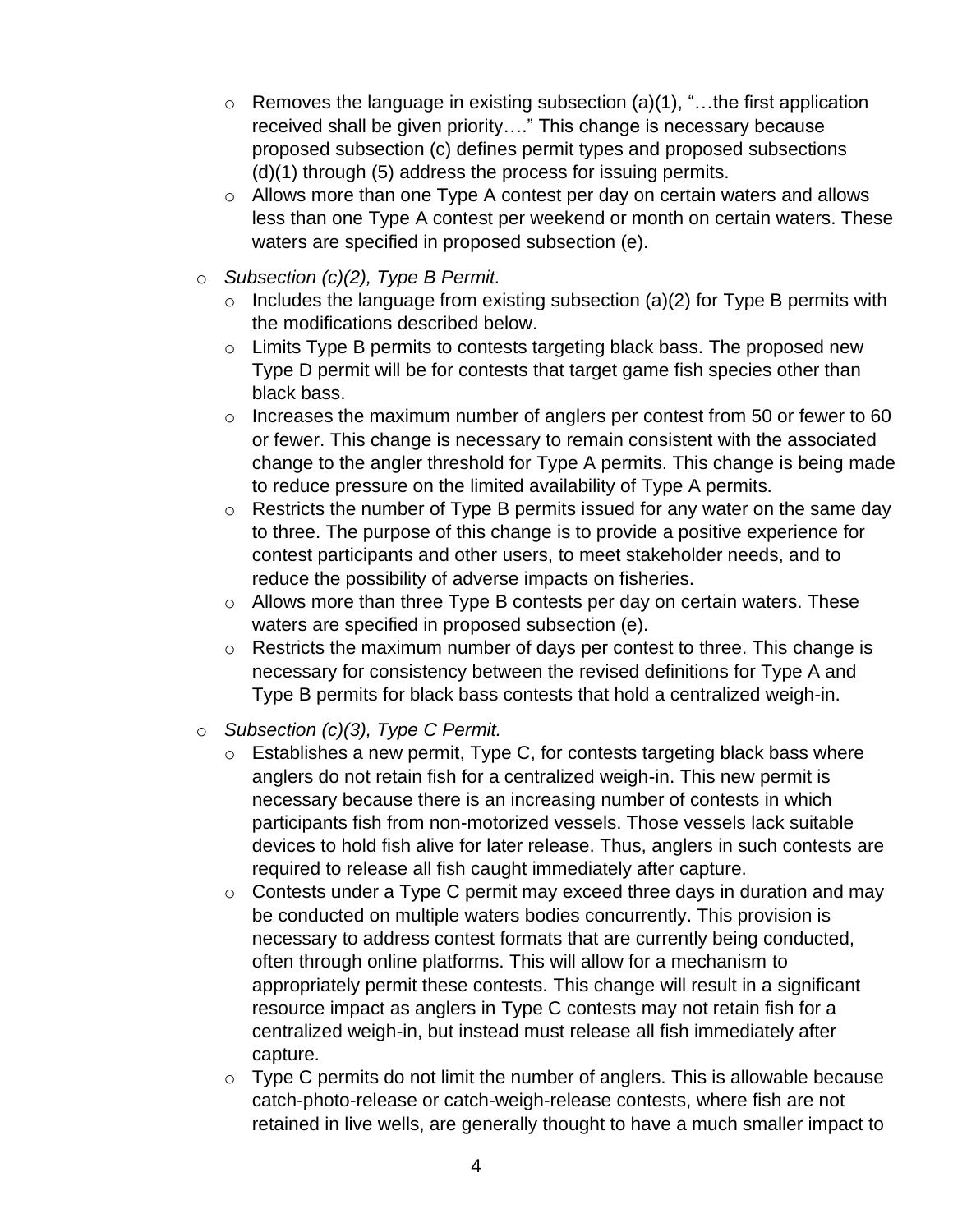- Removes the language in existing subsection (a)(1), "…the first application received shall be given priority…." This change is necessary because proposed subsection (c) defines permit types and proposed subsections (d)(1) through (5) address the process for issuing permits.
    - Allows more than one Type A contest per day on certain waters and allows less than one Type A contest per weekend or month on certain waters. These waters are specified in proposed subsection (e).
  - *Subsection (c)(2), Type B Permit.*
    - Includes the language from existing subsection (a)(2) for Type B permits with the modifications described below.
    - Limits Type B permits to contests targeting black bass. The proposed new Type D permit will be for contests that target game fish species other than black bass.
    - Increases the maximum number of anglers per contest from 50 or fewer to 60 or fewer. This change is necessary to remain consistent with the associated change to the angler threshold for Type A permits. This change is being made to reduce pressure on the limited availability of Type A permits.
    - Restricts the number of Type B permits issued for any water on the same day to three. The purpose of this change is to provide a positive experience for contest participants and other users, to meet stakeholder needs, and to reduce the possibility of adverse impacts on fisheries.
    - Allows more than three Type B contests per day on certain waters. These waters are specified in proposed subsection (e).
    - Restricts the maximum number of days per contest to three. This change is necessary for consistency between the revised definitions for Type A and Type B permits for black bass contests that hold a centralized weigh-in.
  - *Subsection (c)(3), Type C Permit.*
    - Establishes a new permit, Type C, for contests targeting black bass where anglers do not retain fish for a centralized weigh-in. This new permit is necessary because there is an increasing number of contests in which participants fish from non-motorized vessels. Those vessels lack suitable devices to hold fish alive for later release. Thus, anglers in such contests are required to release all fish caught immediately after capture.
    - Contests under a Type C permit may exceed three days in duration and may be conducted on multiple waters bodies concurrently. This provision is necessary to address contest formats that are currently being conducted, often through online platforms. This will allow for a mechanism to appropriately permit these contests. This change will result in a significant resource impact as anglers in Type C contests may not retain fish for a centralized weigh-in, but instead must release all fish immediately after capture.
    - Type C permits do not limit the number of anglers. This is allowable because catch-photo-release or catch-weigh-release contests, where fish are not retained in live wells, are generally thought to have a much smaller impact to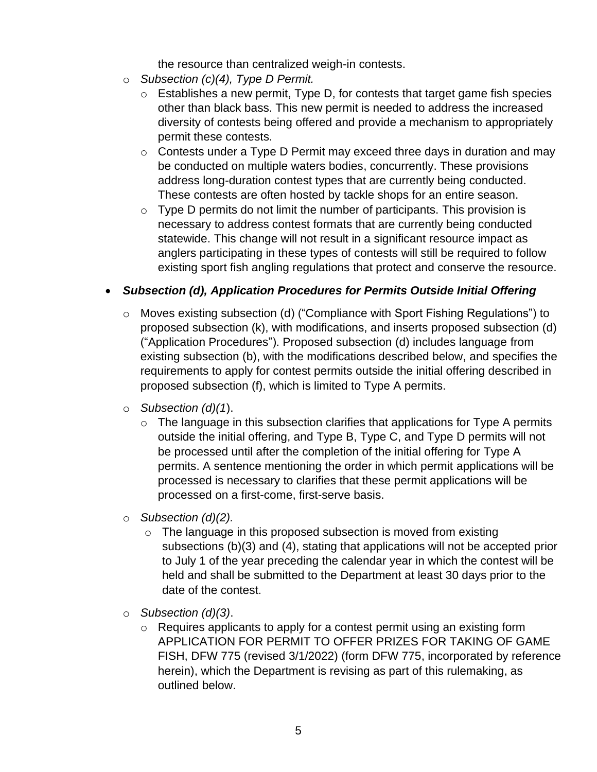the resource than centralized weigh-in contests.

- *Subsection (c)(4), Type D Permit.*
  - Establishes a new permit, Type D, for contests that target game fish species other than black bass. This new permit is needed to address the increased diversity of contests being offered and provide a mechanism to appropriately permit these contests.
  - Contests under a Type D Permit may exceed three days in duration and may be conducted on multiple waters bodies, concurrently. These provisions address long-duration contest types that are currently being conducted. These contests are often hosted by tackle shops for an entire season.
  - Type D permits do not limit the number of participants. This provision is necessary to address contest formats that are currently being conducted statewide. This change will not result in a significant resource impact as anglers participating in these types of contests will still be required to follow existing sport fish angling regulations that protect and conserve the resource.

- ***Subsection (d), Application Procedures for Permits Outside Initial Offering***
  - Moves existing subsection (d) ("Compliance with Sport Fishing Regulations") to proposed subsection (k), with modifications, and inserts proposed subsection (d) ("Application Procedures"). Proposed subsection (d) includes language from existing subsection (b), with the modifications described below, and specifies the requirements to apply for contest permits outside the initial offering described in proposed subsection (f), which is limited to Type A permits.
  - *Subsection (d)(1*).
    - The language in this subsection clarifies that applications for Type A permits outside the initial offering, and Type B, Type C, and Type D permits will not be processed until after the completion of the initial offering for Type A permits. A sentence mentioning the order in which permit applications will be processed is necessary to clarifies that these permit applications will be processed on a first-come, first-serve basis.
  - *Subsection (d)(2).*
    - The language in this proposed subsection is moved from existing subsections (b)(3) and (4), stating that applications will not be accepted prior to July 1 of the year preceding the calendar year in which the contest will be held and shall be submitted to the Department at least 30 days prior to the date of the contest.
  - *Subsection (d)(3)*.
    - Requires applicants to apply for a contest permit using an existing form APPLICATION FOR PERMIT TO OFFER PRIZES FOR TAKING OF GAME FISH, DFW 775 (revised 3/1/2022) (form DFW 775, incorporated by reference herein), which the Department is revising as part of this rulemaking, as outlined below.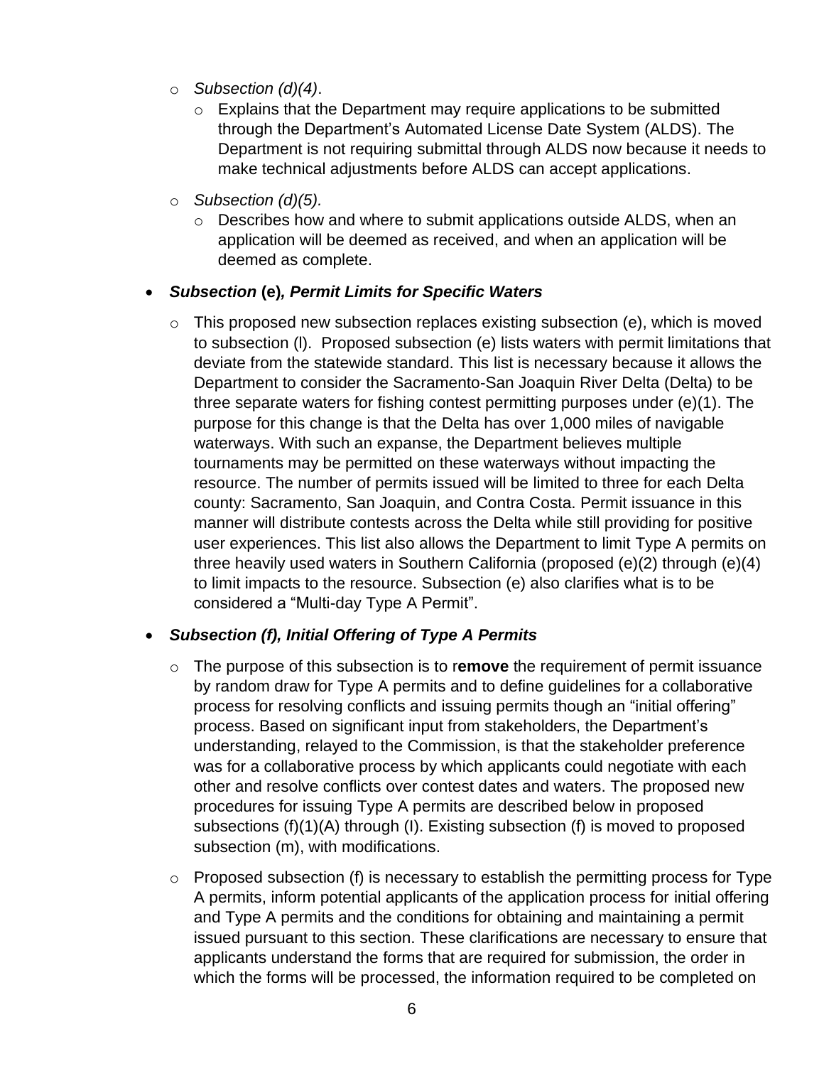- *Subsection (d)(4)*.
  - Explains that the Department may require applications to be submitted through the Department's Automated License Date System (ALDS). The Department is not requiring submittal through ALDS now because it needs to make technical adjustments before ALDS can accept applications.
- *Subsection (d)(5).*
  - Describes how and where to submit applications outside ALDS, when an application will be deemed as received, and when an application will be deemed as complete.

- ***Subsection* (e)*, Permit Limits for Specific Waters***
  - This proposed new subsection replaces existing subsection (e), which is moved to subsection (l). Proposed subsection (e) lists waters with permit limitations that deviate from the statewide standard. This list is necessary because it allows the Department to consider the Sacramento-San Joaquin River Delta (Delta) to be three separate waters for fishing contest permitting purposes under (e)(1). The purpose for this change is that the Delta has over 1,000 miles of navigable waterways. With such an expanse, the Department believes multiple tournaments may be permitted on these waterways without impacting the resource. The number of permits issued will be limited to three for each Delta county: Sacramento, San Joaquin, and Contra Costa. Permit issuance in this manner will distribute contests across the Delta while still providing for positive user experiences. This list also allows the Department to limit Type A permits on three heavily used waters in Southern California (proposed (e)(2) through (e)(4) to limit impacts to the resource. Subsection (e) also clarifies what is to be considered a "Multi-day Type A Permit".

- ***Subsection (f), Initial Offering of Type A Permits***
  - The purpose of this subsection is to r**emove** the requirement of permit issuance by random draw for Type A permits and to define guidelines for a collaborative process for resolving conflicts and issuing permits though an "initial offering" process. Based on significant input from stakeholders, the Department's understanding, relayed to the Commission, is that the stakeholder preference was for a collaborative process by which applicants could negotiate with each other and resolve conflicts over contest dates and waters. The proposed new procedures for issuing Type A permits are described below in proposed subsections (f)(1)(A) through (I). Existing subsection (f) is moved to proposed subsection (m), with modifications.
  - Proposed subsection (f) is necessary to establish the permitting process for Type A permits, inform potential applicants of the application process for initial offering and Type A permits and the conditions for obtaining and maintaining a permit issued pursuant to this section. These clarifications are necessary to ensure that applicants understand the forms that are required for submission, the order in which the forms will be processed, the information required to be completed on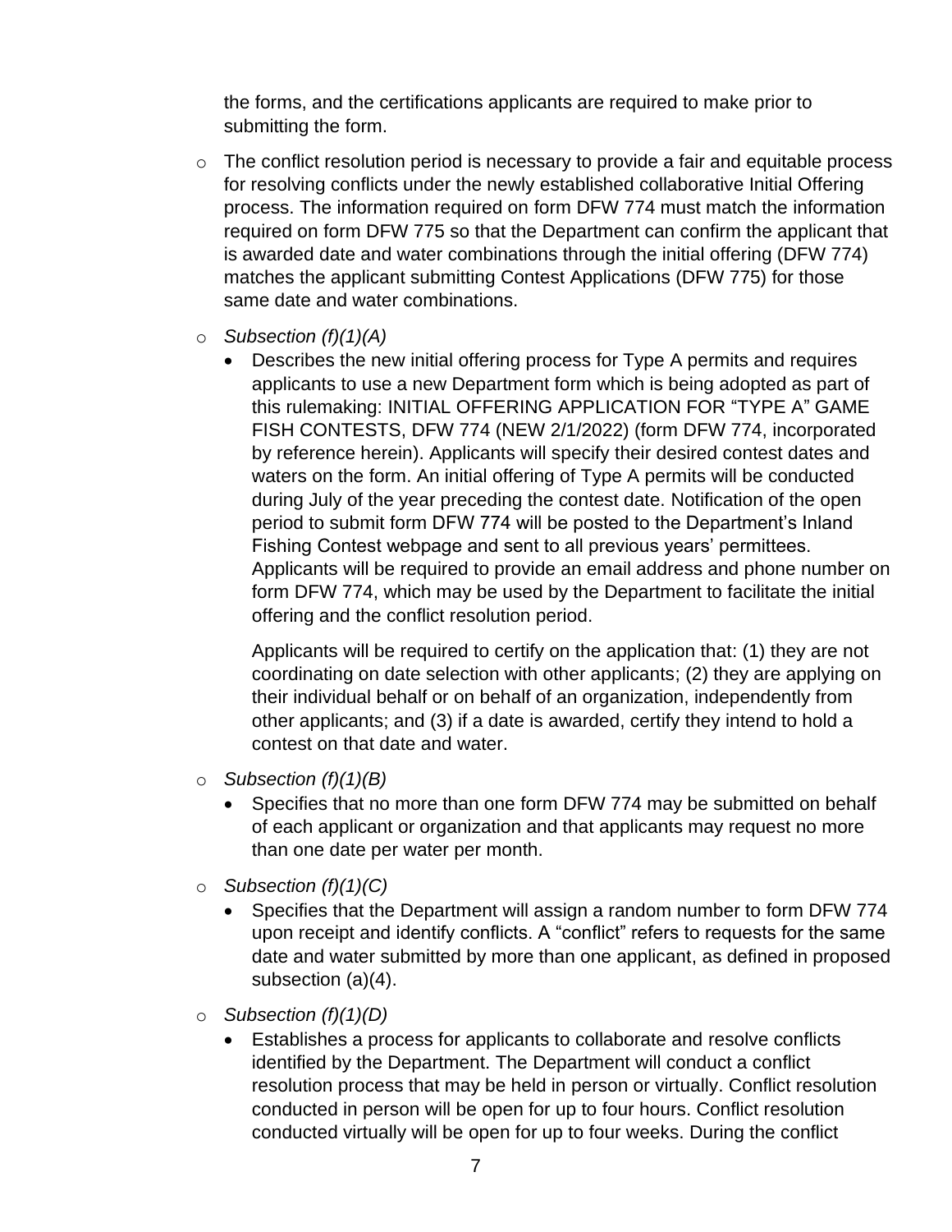the forms, and the certifications applicants are required to make prior to submitting the form.

- The conflict resolution period is necessary to provide a fair and equitable process for resolving conflicts under the newly established collaborative Initial Offering process. The information required on form DFW 774 must match the information required on form DFW 775 so that the Department can confirm the applicant that is awarded date and water combinations through the initial offering (DFW 774) matches the applicant submitting Contest Applications (DFW 775) for those same date and water combinations.
- *Subsection (f)(1)(A)*
  - Describes the new initial offering process for Type A permits and requires applicants to use a new Department form which is being adopted as part of this rulemaking: INITIAL OFFERING APPLICATION FOR "TYPE A" GAME FISH CONTESTS, DFW 774 (NEW 2/1/2022) (form DFW 774, incorporated by reference herein). Applicants will specify their desired contest dates and waters on the form. An initial offering of Type A permits will be conducted during July of the year preceding the contest date. Notification of the open period to submit form DFW 774 will be posted to the Department's Inland Fishing Contest webpage and sent to all previous years' permittees. Applicants will be required to provide an email address and phone number on form DFW 774, which may be used by the Department to facilitate the initial offering and the conflict resolution period.

    Applicants will be required to certify on the application that: (1) they are not coordinating on date selection with other applicants; (2) they are applying on their individual behalf or on behalf of an organization, independently from other applicants; and (3) if a date is awarded, certify they intend to hold a contest on that date and water.
- *Subsection (f)(1)(B)*
  - Specifies that no more than one form DFW 774 may be submitted on behalf of each applicant or organization and that applicants may request no more than one date per water per month.
- *Subsection (f)(1)(C)*
  - Specifies that the Department will assign a random number to form DFW 774 upon receipt and identify conflicts. A "conflict" refers to requests for the same date and water submitted by more than one applicant, as defined in proposed subsection (a)(4).
- *Subsection (f)(1)(D)*
  - Establishes a process for applicants to collaborate and resolve conflicts identified by the Department. The Department will conduct a conflict resolution process that may be held in person or virtually. Conflict resolution conducted in person will be open for up to four hours. Conflict resolution conducted virtually will be open for up to four weeks. During the conflict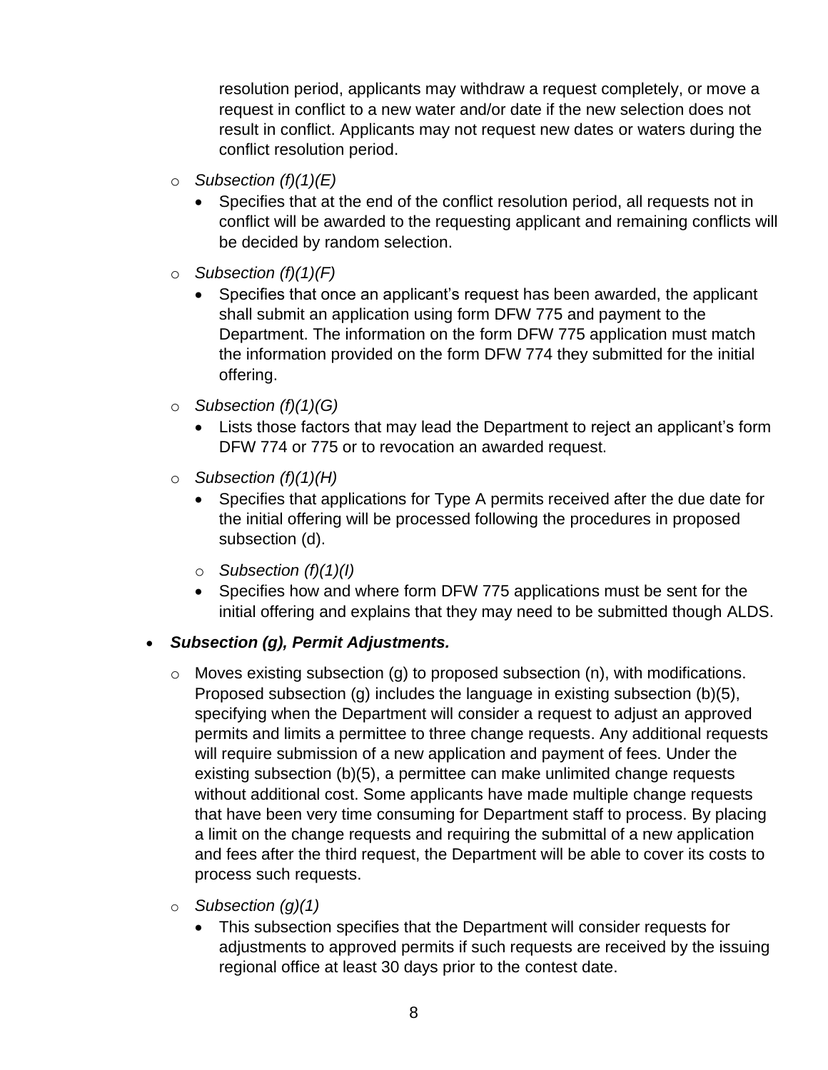resolution period, applicants may withdraw a request completely, or move a request in conflict to a new water and/or date if the new selection does not result in conflict. Applicants may not request new dates or waters during the conflict resolution period.

- *Subsection (f)(1)(E)*
  - Specifies that at the end of the conflict resolution period, all requests not in conflict will be awarded to the requesting applicant and remaining conflicts will be decided by random selection.
- *Subsection (f)(1)(F)*
  - Specifies that once an applicant's request has been awarded, the applicant shall submit an application using form DFW 775 and payment to the Department. The information on the form DFW 775 application must match the information provided on the form DFW 774 they submitted for the initial offering.
- *Subsection (f)(1)(G)*
  - Lists those factors that may lead the Department to reject an applicant's form DFW 774 or 775 or to revocation an awarded request.
- *Subsection (f)(1)(H)*
  - Specifies that applications for Type A permits received after the due date for the initial offering will be processed following the procedures in proposed subsection (d).
- *Subsection (f)(1)(I)*
  - Specifies how and where form DFW 775 applications must be sent for the initial offering and explains that they may need to be submitted though ALDS.

- ***Subsection (g), Permit Adjustments.***
  - Moves existing subsection (g) to proposed subsection (n), with modifications. Proposed subsection (g) includes the language in existing subsection (b)(5), specifying when the Department will consider a request to adjust an approved permits and limits a permittee to three change requests. Any additional requests will require submission of a new application and payment of fees. Under the existing subsection (b)(5), a permittee can make unlimited change requests without additional cost. Some applicants have made multiple change requests that have been very time consuming for Department staff to process. By placing a limit on the change requests and requiring the submittal of a new application and fees after the third request, the Department will be able to cover its costs to process such requests.
  - *Subsection (g)(1)*
    - This subsection specifies that the Department will consider requests for adjustments to approved permits if such requests are received by the issuing regional office at least 30 days prior to the contest date.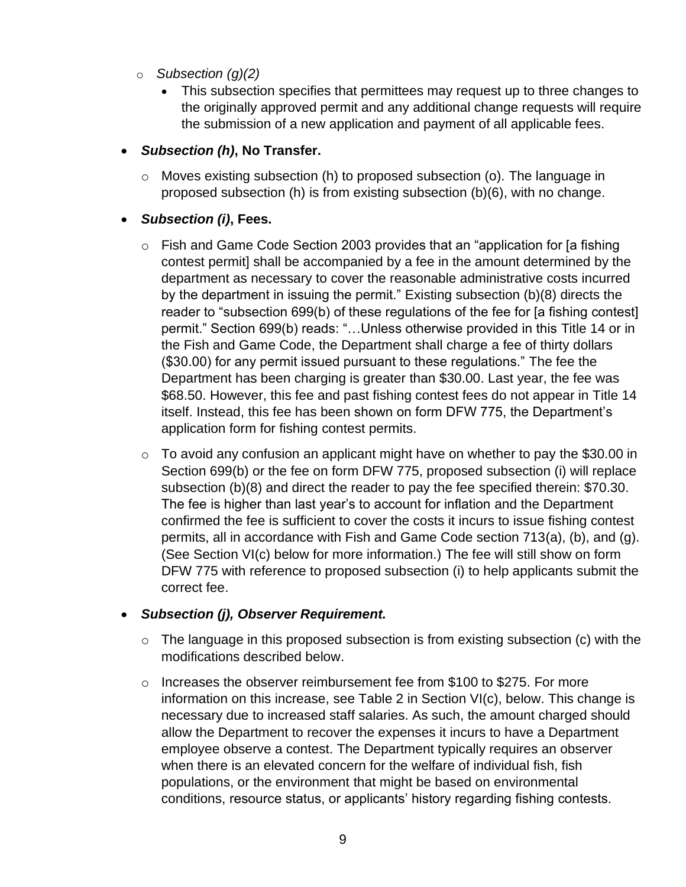- *Subsection (g)(2)*
  - This subsection specifies that permittees may request up to three changes to the originally approved permit and any additional change requests will require the submission of a new application and payment of all applicable fees.

- ***Subsection (h)*, No Transfer.**
  - Moves existing subsection (h) to proposed subsection (o). The language in proposed subsection (h) is from existing subsection (b)(6), with no change.

- ***Subsection (i)*, Fees.**
  - Fish and Game Code Section 2003 provides that an "application for [a fishing contest permit] shall be accompanied by a fee in the amount determined by the department as necessary to cover the reasonable administrative costs incurred by the department in issuing the permit." Existing subsection (b)(8) directs the reader to "subsection 699(b) of these regulations of the fee for [a fishing contest] permit." Section 699(b) reads: "…Unless otherwise provided in this Title 14 or in the Fish and Game Code, the Department shall charge a fee of thirty dollars ($30.00) for any permit issued pursuant to these regulations." The fee the Department has been charging is greater than $30.00. Last year, the fee was $68.50. However, this fee and past fishing contest fees do not appear in Title 14 itself. Instead, this fee has been shown on form DFW 775, the Department's application form for fishing contest permits.
  - To avoid any confusion an applicant might have on whether to pay the $30.00 in Section 699(b) or the fee on form DFW 775, proposed subsection (i) will replace subsection (b)(8) and direct the reader to pay the fee specified therein: $70.30. The fee is higher than last year's to account for inflation and the Department confirmed the fee is sufficient to cover the costs it incurs to issue fishing contest permits, all in accordance with Fish and Game Code section 713(a), (b), and (g). (See Section VI(c) below for more information.) The fee will still show on form DFW 775 with reference to proposed subsection (i) to help applicants submit the correct fee.

- ***Subsection (j), Observer Requirement.***
  - The language in this proposed subsection is from existing subsection (c) with the modifications described below.
  - Increases the observer reimbursement fee from $100 to $275. For more information on this increase, see Table 2 in Section VI(c), below. This change is necessary due to increased staff salaries. As such, the amount charged should allow the Department to recover the expenses it incurs to have a Department employee observe a contest. The Department typically requires an observer when there is an elevated concern for the welfare of individual fish, fish populations, or the environment that might be based on environmental conditions, resource status, or applicants' history regarding fishing contests.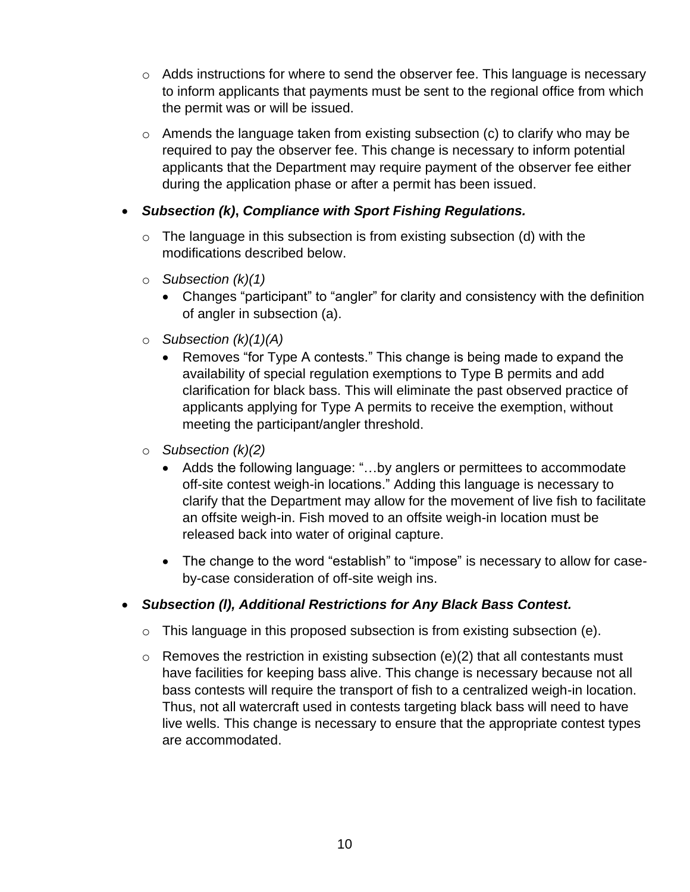- Adds instructions for where to send the observer fee. This language is necessary to inform applicants that payments must be sent to the regional office from which the permit was or will be issued.
  - Amends the language taken from existing subsection (c) to clarify who may be required to pay the observer fee. This change is necessary to inform potential applicants that the Department may require payment of the observer fee either during the application phase or after a permit has been issued.

- ***Subsection (k), Compliance with Sport Fishing Regulations.***
  - The language in this subsection is from existing subsection (d) with the modifications described below.
  - *Subsection (k)(1)*
    - Changes "participant" to "angler" for clarity and consistency with the definition of angler in subsection (a).
  - *Subsection (k)(1)(A)*
    - Removes "for Type A contests." This change is being made to expand the availability of special regulation exemptions to Type B permits and add clarification for black bass. This will eliminate the past observed practice of applicants applying for Type A permits to receive the exemption, without meeting the participant/angler threshold.
  - *Subsection (k)(2)*
    - Adds the following language: "…by anglers or permittees to accommodate off-site contest weigh-in locations." Adding this language is necessary to clarify that the Department may allow for the movement of live fish to facilitate an offsite weigh-in. Fish moved to an offsite weigh-in location must be released back into water of original capture.
    - The change to the word "establish" to "impose" is necessary to allow for case-by-case consideration of off-site weigh ins.

- ***Subsection (l), Additional Restrictions for Any Black Bass Contest.***
  - This language in this proposed subsection is from existing subsection (e).
  - Removes the restriction in existing subsection (e)(2) that all contestants must have facilities for keeping bass alive. This change is necessary because not all bass contests will require the transport of fish to a centralized weigh-in location. Thus, not all watercraft used in contests targeting black bass will need to have live wells. This change is necessary to ensure that the appropriate contest types are accommodated.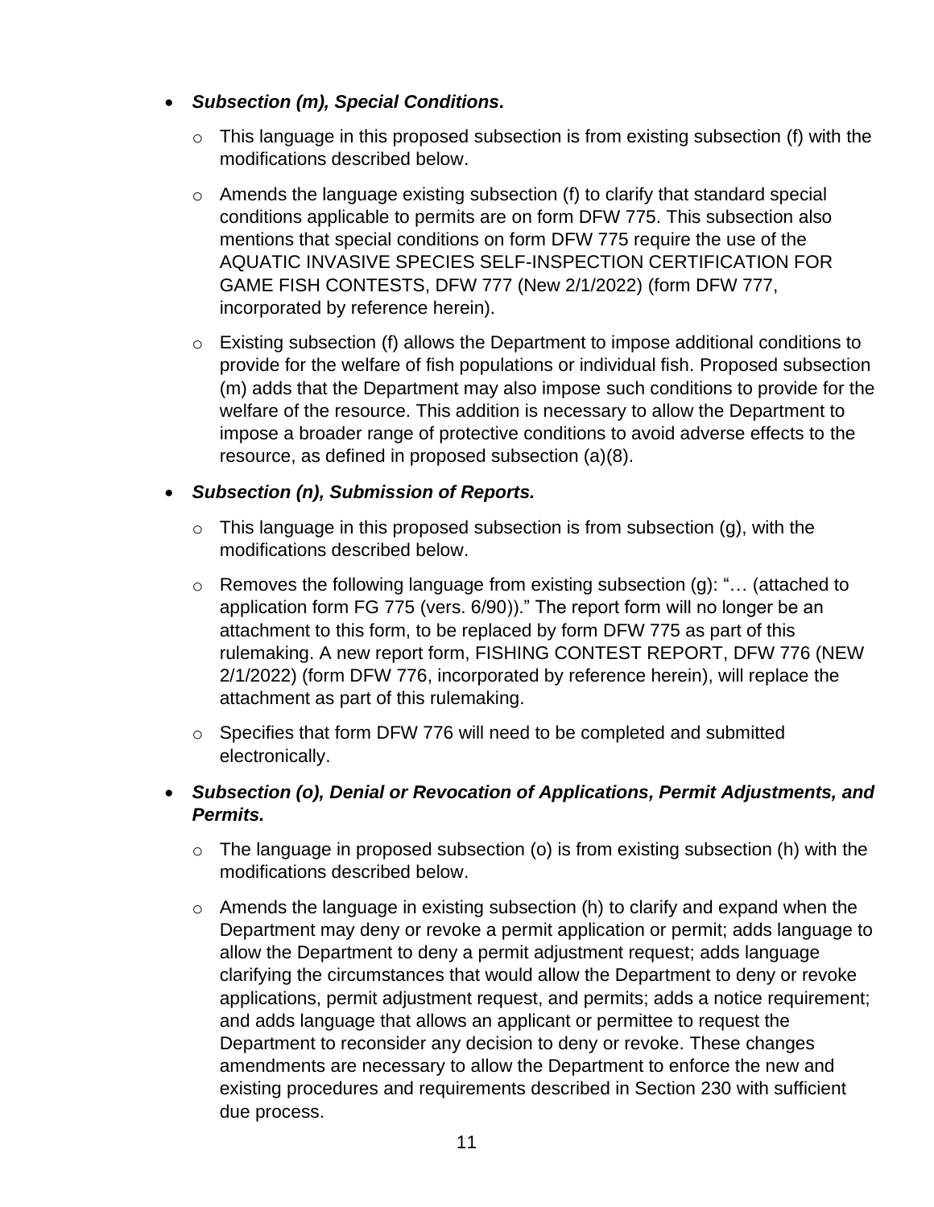- ***Subsection (m), Special Conditions.***
    - This language in this proposed subsection is from existing subsection (f) with the modifications described below.
    - Amends the language existing subsection (f) to clarify that standard special conditions applicable to permits are on form DFW 775. This subsection also mentions that special conditions on form DFW 775 require the use of the AQUATIC INVASIVE SPECIES SELF-INSPECTION CERTIFICATION FOR GAME FISH CONTESTS, DFW 777 (New 2/1/2022) (form DFW 777, incorporated by reference herein).
    - Existing subsection (f) allows the Department to impose additional conditions to provide for the welfare of fish populations or individual fish. Proposed subsection (m) adds that the Department may also impose such conditions to provide for the welfare of the resource. This addition is necessary to allow the Department to impose a broader range of protective conditions to avoid adverse effects to the resource, as defined in proposed subsection (a)(8).
- ***Subsection (n), Submission of Reports.***
    - This language in this proposed subsection is from subsection (g), with the modifications described below.
    - Removes the following language from existing subsection (g): "… (attached to application form FG 775 (vers. 6/90))." The report form will no longer be an attachment to this form, to be replaced by form DFW 775 as part of this rulemaking. A new report form, FISHING CONTEST REPORT, DFW 776 (NEW 2/1/2022) (form DFW 776, incorporated by reference herein), will replace the attachment as part of this rulemaking.
    - Specifies that form DFW 776 will need to be completed and submitted electronically.
- ***Subsection (o), Denial or Revocation of Applications, Permit Adjustments, and Permits.***
    - The language in proposed subsection (o) is from existing subsection (h) with the modifications described below.
    - Amends the language in existing subsection (h) to clarify and expand when the Department may deny or revoke a permit application or permit; adds language to allow the Department to deny a permit adjustment request; adds language clarifying the circumstances that would allow the Department to deny or revoke applications, permit adjustment request, and permits; adds a notice requirement; and adds language that allows an applicant or permittee to request the Department to reconsider any decision to deny or revoke. These changes amendments are necessary to allow the Department to enforce the new and existing procedures and requirements described in Section 230 with sufficient due process.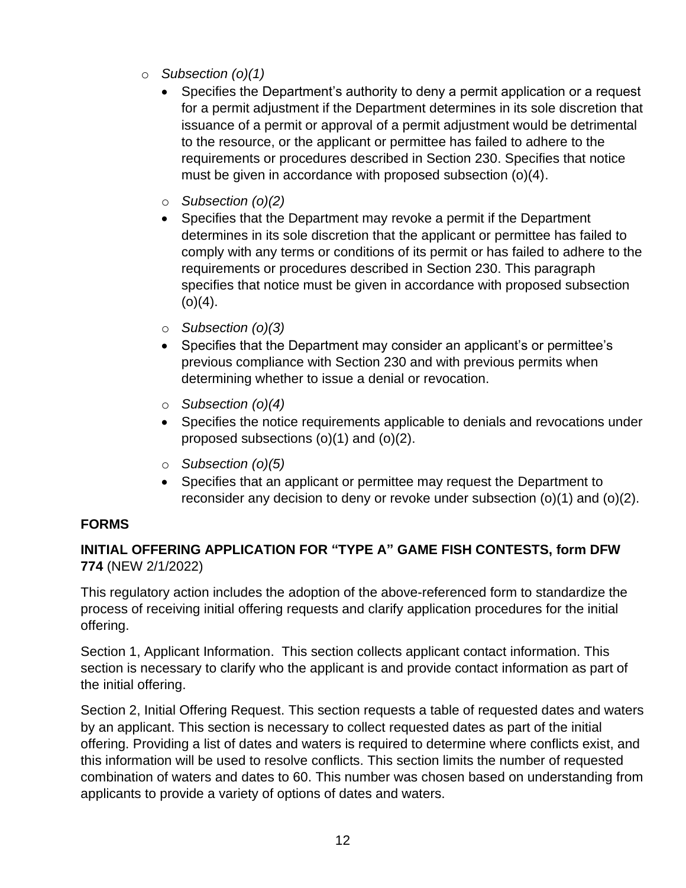- *Subsection (o)(1)*
  - Specifies the Department's authority to deny a permit application or a request for a permit adjustment if the Department determines in its sole discretion that issuance of a permit or approval of a permit adjustment would be detrimental to the resource, or the applicant or permittee has failed to adhere to the requirements or procedures described in Section 230. Specifies that notice must be given in accordance with proposed subsection (o)(4).
- *Subsection (o)(2)*
  - Specifies that the Department may revoke a permit if the Department determines in its sole discretion that the applicant or permittee has failed to comply with any terms or conditions of its permit or has failed to adhere to the requirements or procedures described in Section 230. This paragraph specifies that notice must be given in accordance with proposed subsection (o)(4).
- *Subsection (o)(3)*
  - Specifies that the Department may consider an applicant's or permittee's previous compliance with Section 230 and with previous permits when determining whether to issue a denial or revocation.
- *Subsection (o)(4)*
  - Specifies the notice requirements applicable to denials and revocations under proposed subsections (o)(1) and (o)(2).
- *Subsection (o)(5)*
  - Specifies that an applicant or permittee may request the Department to reconsider any decision to deny or revoke under subsection (o)(1) and (o)(2).

**FORMS**

**INITIAL OFFERING APPLICATION FOR "TYPE A" GAME FISH CONTESTS, form DFW 774** (NEW 2/1/2022)

This regulatory action includes the adoption of the above-referenced form to standardize the process of receiving initial offering requests and clarify application procedures for the initial offering.

Section 1, Applicant Information. This section collects applicant contact information. This section is necessary to clarify who the applicant is and provide contact information as part of the initial offering.

Section 2, Initial Offering Request. This section requests a table of requested dates and waters by an applicant. This section is necessary to collect requested dates as part of the initial offering. Providing a list of dates and waters is required to determine where conflicts exist, and this information will be used to resolve conflicts. This section limits the number of requested combination of waters and dates to 60. This number was chosen based on understanding from applicants to provide a variety of options of dates and waters.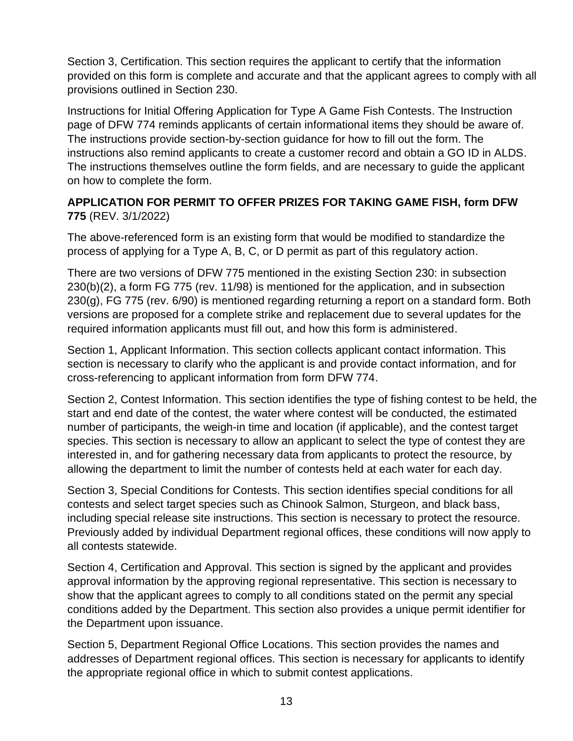Section 3, Certification. This section requires the applicant to certify that the information provided on this form is complete and accurate and that the applicant agrees to comply with all provisions outlined in Section 230.

Instructions for Initial Offering Application for Type A Game Fish Contests. The Instruction page of DFW 774 reminds applicants of certain informational items they should be aware of. The instructions provide section-by-section guidance for how to fill out the form. The instructions also remind applicants to create a customer record and obtain a GO ID in ALDS. The instructions themselves outline the form fields, and are necessary to guide the applicant on how to complete the form.

**APPLICATION FOR PERMIT TO OFFER PRIZES FOR TAKING GAME FISH, form DFW 775** (REV. 3/1/2022)

The above-referenced form is an existing form that would be modified to standardize the process of applying for a Type A, B, C, or D permit as part of this regulatory action.

There are two versions of DFW 775 mentioned in the existing Section 230: in subsection 230(b)(2), a form FG 775 (rev. 11/98) is mentioned for the application, and in subsection 230(g), FG 775 (rev. 6/90) is mentioned regarding returning a report on a standard form. Both versions are proposed for a complete strike and replacement due to several updates for the required information applicants must fill out, and how this form is administered.

Section 1, Applicant Information. This section collects applicant contact information. This section is necessary to clarify who the applicant is and provide contact information, and for cross-referencing to applicant information from form DFW 774.

Section 2, Contest Information. This section identifies the type of fishing contest to be held, the start and end date of the contest, the water where contest will be conducted, the estimated number of participants, the weigh-in time and location (if applicable), and the contest target species. This section is necessary to allow an applicant to select the type of contest they are interested in, and for gathering necessary data from applicants to protect the resource, by allowing the department to limit the number of contests held at each water for each day.

Section 3, Special Conditions for Contests. This section identifies special conditions for all contests and select target species such as Chinook Salmon, Sturgeon, and black bass, including special release site instructions. This section is necessary to protect the resource. Previously added by individual Department regional offices, these conditions will now apply to all contests statewide.

Section 4, Certification and Approval. This section is signed by the applicant and provides approval information by the approving regional representative. This section is necessary to show that the applicant agrees to comply to all conditions stated on the permit any special conditions added by the Department. This section also provides a unique permit identifier for the Department upon issuance.

Section 5, Department Regional Office Locations. This section provides the names and addresses of Department regional offices. This section is necessary for applicants to identify the appropriate regional office in which to submit contest applications.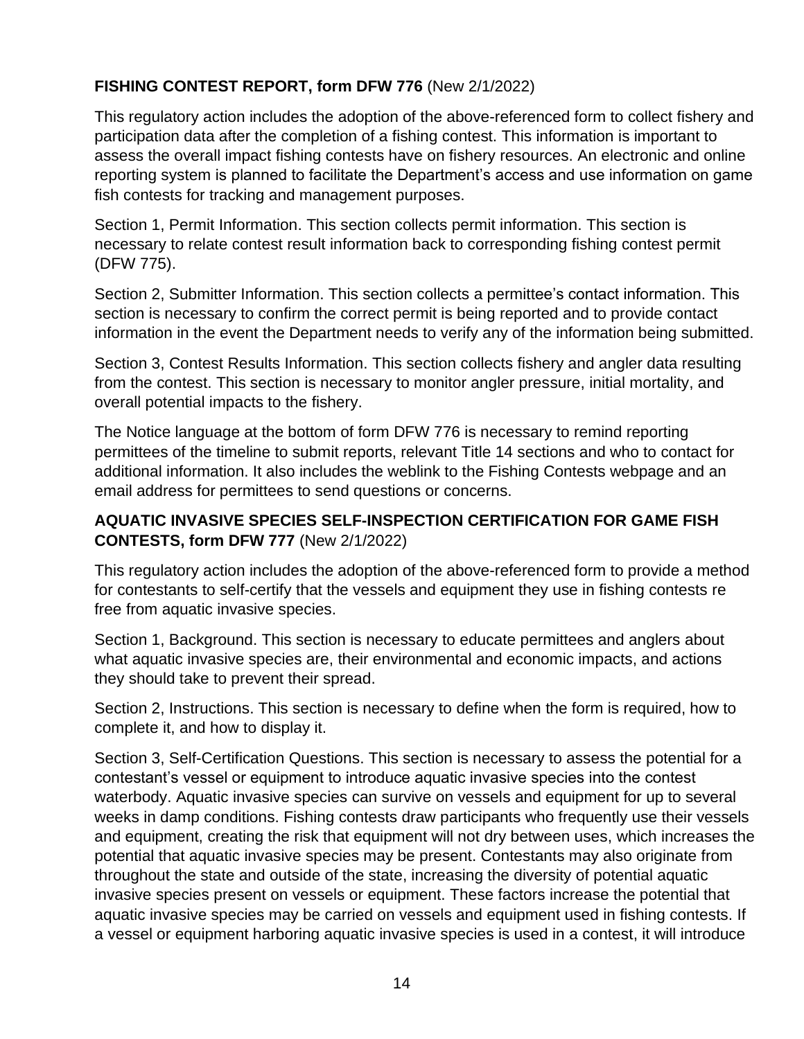**FISHING CONTEST REPORT, form DFW 776** (New 2/1/2022)

This regulatory action includes the adoption of the above-referenced form to collect fishery and participation data after the completion of a fishing contest. This information is important to assess the overall impact fishing contests have on fishery resources. An electronic and online reporting system is planned to facilitate the Department's access and use information on game fish contests for tracking and management purposes.

Section 1, Permit Information. This section collects permit information. This section is necessary to relate contest result information back to corresponding fishing contest permit (DFW 775).

Section 2, Submitter Information. This section collects a permittee's contact information. This section is necessary to confirm the correct permit is being reported and to provide contact information in the event the Department needs to verify any of the information being submitted.

Section 3, Contest Results Information. This section collects fishery and angler data resulting from the contest. This section is necessary to monitor angler pressure, initial mortality, and overall potential impacts to the fishery.

The Notice language at the bottom of form DFW 776 is necessary to remind reporting permittees of the timeline to submit reports, relevant Title 14 sections and who to contact for additional information. It also includes the weblink to the Fishing Contests webpage and an email address for permittees to send questions or concerns.

**AQUATIC INVASIVE SPECIES SELF-INSPECTION CERTIFICATION FOR GAME FISH CONTESTS, form DFW 777** (New 2/1/2022)

This regulatory action includes the adoption of the above-referenced form to provide a method for contestants to self-certify that the vessels and equipment they use in fishing contests re free from aquatic invasive species.

Section 1, Background. This section is necessary to educate permittees and anglers about what aquatic invasive species are, their environmental and economic impacts, and actions they should take to prevent their spread.

Section 2, Instructions. This section is necessary to define when the form is required, how to complete it, and how to display it.

Section 3, Self-Certification Questions. This section is necessary to assess the potential for a contestant's vessel or equipment to introduce aquatic invasive species into the contest waterbody. Aquatic invasive species can survive on vessels and equipment for up to several weeks in damp conditions. Fishing contests draw participants who frequently use their vessels and equipment, creating the risk that equipment will not dry between uses, which increases the potential that aquatic invasive species may be present. Contestants may also originate from throughout the state and outside of the state, increasing the diversity of potential aquatic invasive species present on vessels or equipment. These factors increase the potential that aquatic invasive species may be carried on vessels and equipment used in fishing contests. If a vessel or equipment harboring aquatic invasive species is used in a contest, it will introduce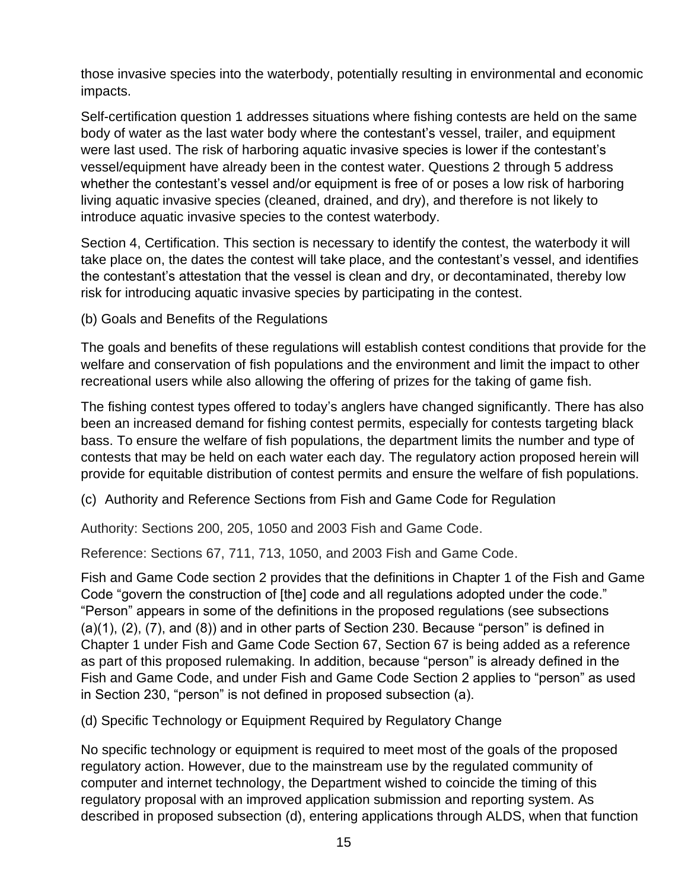those invasive species into the waterbody, potentially resulting in environmental and economic impacts.

Self-certification question 1 addresses situations where fishing contests are held on the same body of water as the last water body where the contestant's vessel, trailer, and equipment were last used. The risk of harboring aquatic invasive species is lower if the contestant's vessel/equipment have already been in the contest water. Questions 2 through 5 address whether the contestant's vessel and/or equipment is free of or poses a low risk of harboring living aquatic invasive species (cleaned, drained, and dry), and therefore is not likely to introduce aquatic invasive species to the contest waterbody.

Section 4, Certification. This section is necessary to identify the contest, the waterbody it will take place on, the dates the contest will take place, and the contestant's vessel, and identifies the contestant's attestation that the vessel is clean and dry, or decontaminated, thereby low risk for introducing aquatic invasive species by participating in the contest.

(b) Goals and Benefits of the Regulations

The goals and benefits of these regulations will establish contest conditions that provide for the welfare and conservation of fish populations and the environment and limit the impact to other recreational users while also allowing the offering of prizes for the taking of game fish.

The fishing contest types offered to today's anglers have changed significantly. There has also been an increased demand for fishing contest permits, especially for contests targeting black bass. To ensure the welfare of fish populations, the department limits the number and type of contests that may be held on each water each day. The regulatory action proposed herein will provide for equitable distribution of contest permits and ensure the welfare of fish populations.

(c) Authority and Reference Sections from Fish and Game Code for Regulation

Authority: Sections 200, 205, 1050 and 2003 Fish and Game Code.

Reference: Sections 67, 711, 713, 1050, and 2003 Fish and Game Code.

Fish and Game Code section 2 provides that the definitions in Chapter 1 of the Fish and Game Code "govern the construction of [the] code and all regulations adopted under the code." "Person" appears in some of the definitions in the proposed regulations (see subsections (a)(1), (2), (7), and (8)) and in other parts of Section 230. Because "person" is defined in Chapter 1 under Fish and Game Code Section 67, Section 67 is being added as a reference as part of this proposed rulemaking. In addition, because "person" is already defined in the Fish and Game Code, and under Fish and Game Code Section 2 applies to "person" as used in Section 230, "person" is not defined in proposed subsection (a).

(d) Specific Technology or Equipment Required by Regulatory Change

No specific technology or equipment is required to meet most of the goals of the proposed regulatory action. However, due to the mainstream use by the regulated community of computer and internet technology, the Department wished to coincide the timing of this regulatory proposal with an improved application submission and reporting system. As described in proposed subsection (d), entering applications through ALDS, when that function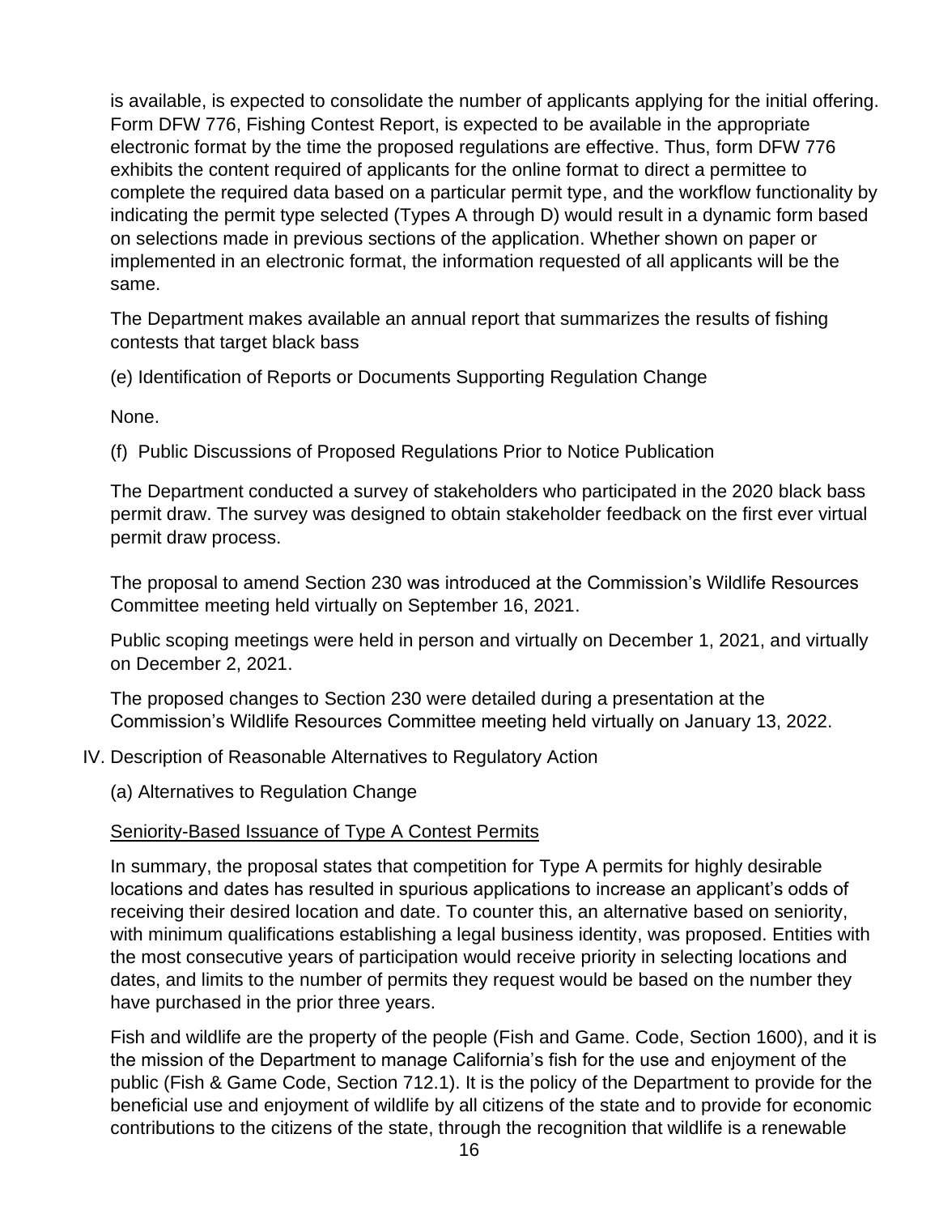is available, is expected to consolidate the number of applicants applying for the initial offering. Form DFW 776, Fishing Contest Report, is expected to be available in the appropriate electronic format by the time the proposed regulations are effective. Thus, form DFW 776 exhibits the content required of applicants for the online format to direct a permittee to complete the required data based on a particular permit type, and the workflow functionality by indicating the permit type selected (Types A through D) would result in a dynamic form based on selections made in previous sections of the application. Whether shown on paper or implemented in an electronic format, the information requested of all applicants will be the same.

The Department makes available an annual report that summarizes the results of fishing contests that target black bass

(e) Identification of Reports or Documents Supporting Regulation Change

None.

(f) Public Discussions of Proposed Regulations Prior to Notice Publication

The Department conducted a survey of stakeholders who participated in the 2020 black bass permit draw. The survey was designed to obtain stakeholder feedback on the first ever virtual permit draw process.

The proposal to amend Section 230 was introduced at the Commission's Wildlife Resources Committee meeting held virtually on September 16, 2021.

Public scoping meetings were held in person and virtually on December 1, 2021, and virtually on December 2, 2021.

The proposed changes to Section 230 were detailed during a presentation at the Commission's Wildlife Resources Committee meeting held virtually on January 13, 2022.

IV. Description of Reasonable Alternatives to Regulatory Action

(a) Alternatives to Regulation Change

<u>Seniority-Based Issuance of Type A Contest Permits</u>

In summary, the proposal states that competition for Type A permits for highly desirable locations and dates has resulted in spurious applications to increase an applicant's odds of receiving their desired location and date. To counter this, an alternative based on seniority, with minimum qualifications establishing a legal business identity, was proposed. Entities with the most consecutive years of participation would receive priority in selecting locations and dates, and limits to the number of permits they request would be based on the number they have purchased in the prior three years.

Fish and wildlife are the property of the people (Fish and Game. Code, Section 1600), and it is the mission of the Department to manage California's fish for the use and enjoyment of the public (Fish & Game Code, Section 712.1). It is the policy of the Department to provide for the beneficial use and enjoyment of wildlife by all citizens of the state and to provide for economic contributions to the citizens of the state, through the recognition that wildlife is a renewable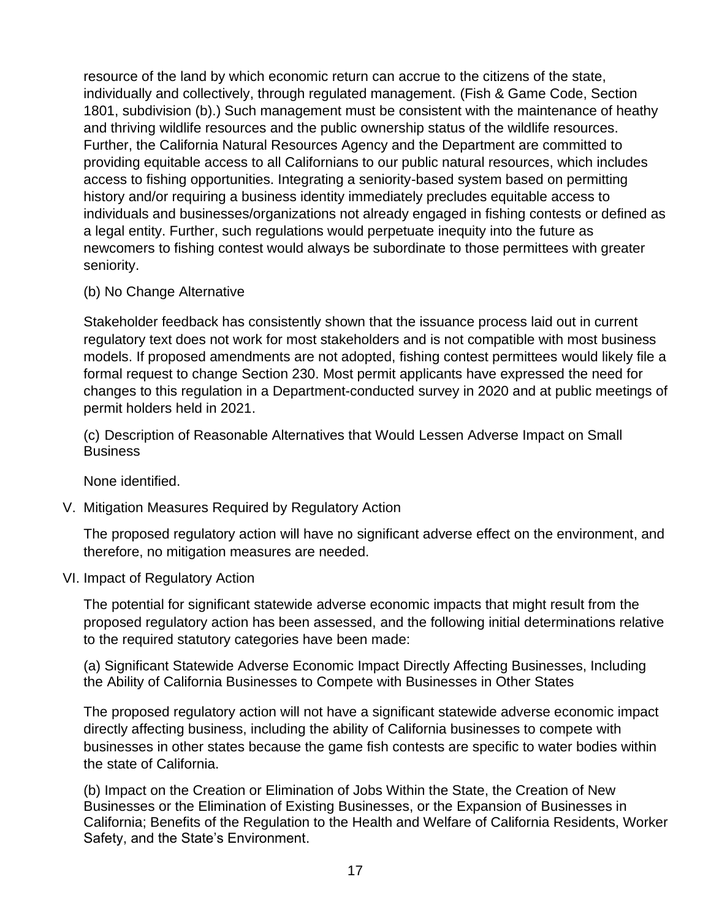resource of the land by which economic return can accrue to the citizens of the state, individually and collectively, through regulated management. (Fish & Game Code, Section 1801, subdivision (b).) Such management must be consistent with the maintenance of heathy and thriving wildlife resources and the public ownership status of the wildlife resources. Further, the California Natural Resources Agency and the Department are committed to providing equitable access to all Californians to our public natural resources, which includes access to fishing opportunities. Integrating a seniority-based system based on permitting history and/or requiring a business identity immediately precludes equitable access to individuals and businesses/organizations not already engaged in fishing contests or defined as a legal entity. Further, such regulations would perpetuate inequity into the future as newcomers to fishing contest would always be subordinate to those permittees with greater seniority.

(b) No Change Alternative

Stakeholder feedback has consistently shown that the issuance process laid out in current regulatory text does not work for most stakeholders and is not compatible with most business models. If proposed amendments are not adopted, fishing contest permittees would likely file a formal request to change Section 230. Most permit applicants have expressed the need for changes to this regulation in a Department-conducted survey in 2020 and at public meetings of permit holders held in 2021.

(c) Description of Reasonable Alternatives that Would Lessen Adverse Impact on Small Business

None identified.

## V. Mitigation Measures Required by Regulatory Action

The proposed regulatory action will have no significant adverse effect on the environment, and therefore, no mitigation measures are needed.

## VI. Impact of Regulatory Action

The potential for significant statewide adverse economic impacts that might result from the proposed regulatory action has been assessed, and the following initial determinations relative to the required statutory categories have been made:

(a) Significant Statewide Adverse Economic Impact Directly Affecting Businesses, Including the Ability of California Businesses to Compete with Businesses in Other States

The proposed regulatory action will not have a significant statewide adverse economic impact directly affecting business, including the ability of California businesses to compete with businesses in other states because the game fish contests are specific to water bodies within the state of California.

(b) Impact on the Creation or Elimination of Jobs Within the State, the Creation of New Businesses or the Elimination of Existing Businesses, or the Expansion of Businesses in California; Benefits of the Regulation to the Health and Welfare of California Residents, Worker Safety, and the State's Environment.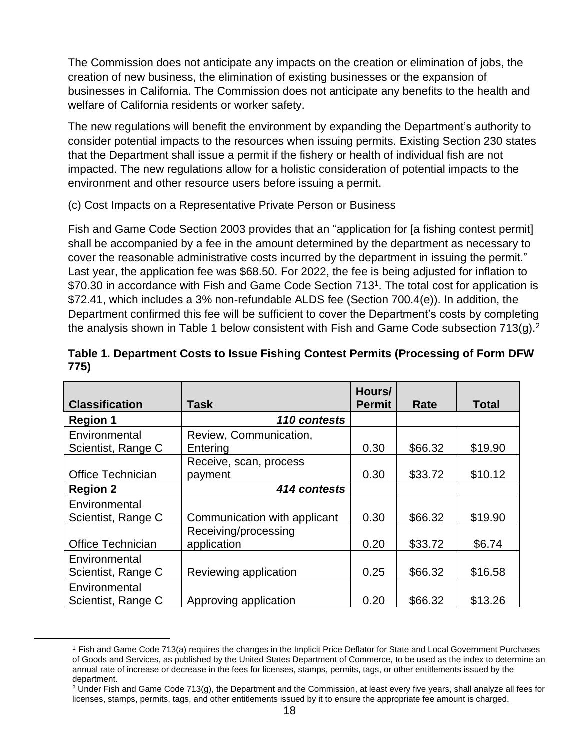The Commission does not anticipate any impacts on the creation or elimination of jobs, the creation of new business, the elimination of existing businesses or the expansion of businesses in California. The Commission does not anticipate any benefits to the health and welfare of California residents or worker safety.

The new regulations will benefit the environment by expanding the Department's authority to consider potential impacts to the resources when issuing permits. Existing Section 230 states that the Department shall issue a permit if the fishery or health of individual fish are not impacted. The new regulations allow for a holistic consideration of potential impacts to the environment and other resource users before issuing a permit.

(c) Cost Impacts on a Representative Private Person or Business

Fish and Game Code Section 2003 provides that an "application for [a fishing contest permit] shall be accompanied by a fee in the amount determined by the department as necessary to cover the reasonable administrative costs incurred by the department in issuing the permit." Last year, the application fee was $68.50. For 2022, the fee is being adjusted for inflation to $70.30 in accordance with Fish and Game Code Section 713[1]. The total cost for application is $72.41, which includes a 3% non-refundable ALDS fee (Section 700.4(e)). In addition, the Department confirmed this fee will be sufficient to cover the Department's costs by completing the analysis shown in Table 1 below consistent with Fish and Game Code subsection 713(g).[2]

**Table 1. Department Costs to Issue Fishing Contest Permits (Processing of Form DFW 775)**

| Classification | Task | Hours/ Permit | Rate | Total |
|---|---|---|---|---|
| **Region 1** | ***110 contests*** | | | |
| Environmental Scientist, Range C | Review, Communication, Entering | 0.30 | $66.32 | $19.90 |
| Office Technician | Receive, scan, process payment | 0.30 | $33.72 | $10.12 |
| **Region 2** | ***414 contests*** | | | |
| Environmental Scientist, Range C | Communication with applicant | 0.30 | $66.32 | $19.90 |
| Office Technician | Receiving/processing application | 0.20 | $33.72 | $6.74 |
| Environmental Scientist, Range C | Reviewing application | 0.25 | $66.32 | $16.58 |
| Environmental Scientist, Range C | Approving application | 0.20 | $66.32 | $13.26 |

[1] Fish and Game Code 713(a) requires the changes in the Implicit Price Deflator for State and Local Government Purchases of Goods and Services, as published by the United States Department of Commerce, to be used as the index to determine an annual rate of increase or decrease in the fees for licenses, stamps, permits, tags, or other entitlements issued by the department.

[2] Under Fish and Game Code 713(g), the Department and the Commission, at least every five years, shall analyze all fees for licenses, stamps, permits, tags, and other entitlements issued by it to ensure the appropriate fee amount is charged.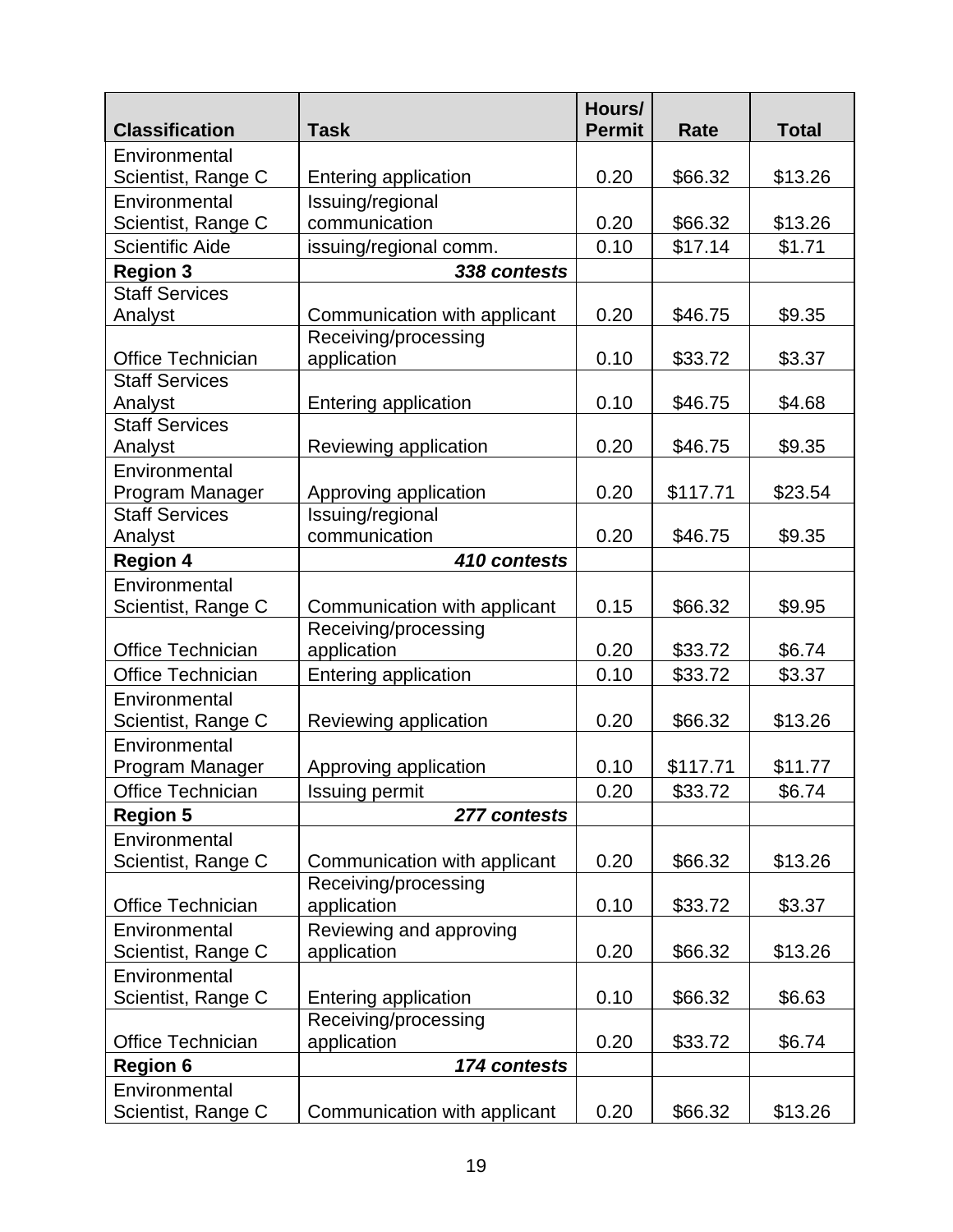| Classification | Task | Hours/ Permit | Rate | Total |
|---|---|---|---|---|
| Environmental Scientist, Range C | Entering application | 0.20 | $66.32 | $13.26 |
| Environmental Scientist, Range C | Issuing/regional communication | 0.20 | $66.32 | $13.26 |
| Scientific Aide | issuing/regional comm. | 0.10 | $17.14 | $1.71 |
| **Region 3** | ***338 contests*** | | | |
| Staff Services Analyst | Communication with applicant | 0.20 | $46.75 | $9.35 |
| Office Technician | Receiving/processing application | 0.10 | $33.72 | $3.37 |
| Staff Services Analyst | Entering application | 0.10 | $46.75 | $4.68 |
| Staff Services Analyst | Reviewing application | 0.20 | $46.75 | $9.35 |
| Environmental Program Manager | Approving application | 0.20 | $117.71 | $23.54 |
| Staff Services Analyst | Issuing/regional communication | 0.20 | $46.75 | $9.35 |
| **Region 4** | ***410 contests*** | | | |
| Environmental Scientist, Range C | Communication with applicant | 0.15 | $66.32 | $9.95 |
| Office Technician | Receiving/processing application | 0.20 | $33.72 | $6.74 |
| Office Technician | Entering application | 0.10 | $33.72 | $3.37 |
| Environmental Scientist, Range C | Reviewing application | 0.20 | $66.32 | $13.26 |
| Environmental Program Manager | Approving application | 0.10 | $117.71 | $11.77 |
| Office Technician | Issuing permit | 0.20 | $33.72 | $6.74 |
| **Region 5** | ***277 contests*** | | | |
| Environmental Scientist, Range C | Communication with applicant | 0.20 | $66.32 | $13.26 |
| Office Technician | Receiving/processing application | 0.10 | $33.72 | $3.37 |
| Environmental Scientist, Range C | Reviewing and approving application | 0.20 | $66.32 | $13.26 |
| Environmental Scientist, Range C | Entering application | 0.10 | $66.32 | $6.63 |
| Office Technician | Receiving/processing application | 0.20 | $33.72 | $6.74 |
| **Region 6** | ***174 contests*** | | | |
| Environmental Scientist, Range C | Communication with applicant | 0.20 | $66.32 | $13.26 |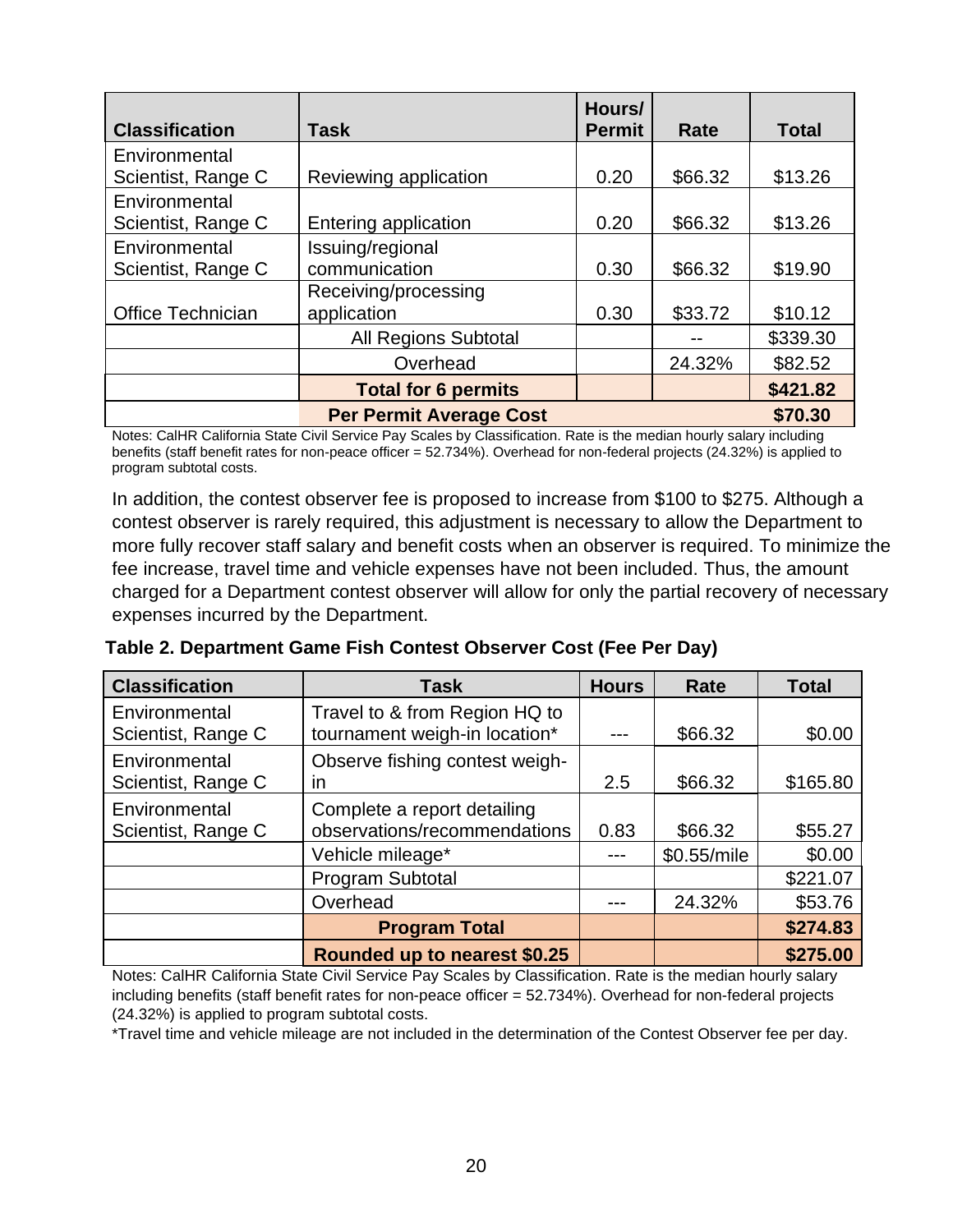| Classification | Task | Hours/ Permit | Rate | Total |
|---|---|---|---|---|
| Environmental Scientist, Range C | Reviewing application | 0.20 | $66.32 | $13.26 |
| Environmental Scientist, Range C | Entering application | 0.20 | $66.32 | $13.26 |
| Environmental Scientist, Range C | Issuing/regional communication | 0.30 | $66.32 | $19.90 |
| Office Technician | Receiving/processing application | 0.30 | $33.72 | $10.12 |
| | All Regions Subtotal | | -- | $339.30 |
| | Overhead | | 24.32% | $82.52 |
| | **Total for 6 permits** | | | **$421.82** |
| | **Per Permit Average Cost** | | | **$70.30** |

Notes: CalHR California State Civil Service Pay Scales by Classification. Rate is the median hourly salary including benefits (staff benefit rates for non-peace officer = 52.734%). Overhead for non-federal projects (24.32%) is applied to program subtotal costs.

In addition, the contest observer fee is proposed to increase from $100 to $275. Although a contest observer is rarely required, this adjustment is necessary to allow the Department to more fully recover staff salary and benefit costs when an observer is required. To minimize the fee increase, travel time and vehicle expenses have not been included. Thus, the amount charged for a Department contest observer will allow for only the partial recovery of necessary expenses incurred by the Department.

**Table 2. Department Game Fish Contest Observer Cost (Fee Per Day)**

| Classification | Task | Hours | Rate | Total |
|---|---|---|---|---|
| Environmental Scientist, Range C | Travel to & from Region HQ to tournament weigh-in location* | --- | $66.32 | $0.00 |
| Environmental Scientist, Range C | Observe fishing contest weigh-in | 2.5 | $66.32 | $165.80 |
| Environmental Scientist, Range C | Complete a report detailing observations/recommendations | 0.83 | $66.32 | $55.27 |
| | Vehicle mileage* | --- | $0.55/mile | $0.00 |
| | Program Subtotal | | | $221.07 |
| | Overhead | --- | 24.32% | $53.76 |
| | **Program Total** | | | **$274.83** |
| | **Rounded up to nearest $0.25** | | | **$275.00** |

Notes: CalHR California State Civil Service Pay Scales by Classification. Rate is the median hourly salary including benefits (staff benefit rates for non-peace officer = 52.734%). Overhead for non-federal projects (24.32%) is applied to program subtotal costs.

*Travel time and vehicle mileage are not included in the determination of the Contest Observer fee per day.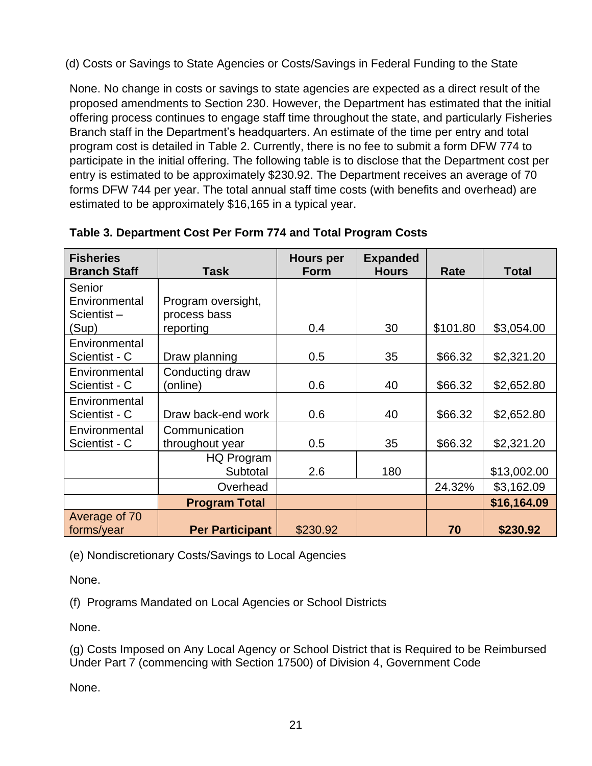(d) Costs or Savings to State Agencies or Costs/Savings in Federal Funding to the State

None. No change in costs or savings to state agencies are expected as a direct result of the proposed amendments to Section 230. However, the Department has estimated that the initial offering process continues to engage staff time throughout the state, and particularly Fisheries Branch staff in the Department's headquarters. An estimate of the time per entry and total program cost is detailed in Table 2. Currently, there is no fee to submit a form DFW 774 to participate in the initial offering. The following table is to disclose that the Department cost per entry is estimated to be approximately $230.92. The Department receives an average of 70 forms DFW 744 per year. The total annual staff time costs (with benefits and overhead) are estimated to be approximately $16,165 in a typical year.

**Table 3. Department Cost Per Form 774 and Total Program Costs**

| Fisheries Branch Staff | Task | Hours per Form | Expanded Hours | Rate | Total |
|---|---|---|---|---|---|
| Senior Environmental Scientist – (Sup) | Program oversight, process bass reporting | 0.4 | 30 | $101.80 | $3,054.00 |
| Environmental Scientist - C | Draw planning | 0.5 | 35 | $66.32 | $2,321.20 |
| Environmental Scientist - C | Conducting draw (online) | 0.6 | 40 | $66.32 | $2,652.80 |
| Environmental Scientist - C | Draw back-end work | 0.6 | 40 | $66.32 | $2,652.80 |
| Environmental Scientist - C | Communication throughout year | 0.5 | 35 | $66.32 | $2,321.20 |
| | HQ Program Subtotal | 2.6 | 180 | | $13,002.00 |
| | Overhead | | | 24.32% | $3,162.09 |
| | **Program Total** | | | | **$16,164.09** |
| Average of 70 forms/year | **Per Participant** | $230.92 | | **70** | **$230.92** |

(e) Nondiscretionary Costs/Savings to Local Agencies

None.

(f) Programs Mandated on Local Agencies or School Districts

None.

(g) Costs Imposed on Any Local Agency or School District that is Required to be Reimbursed Under Part 7 (commencing with Section 17500) of Division 4, Government Code

None.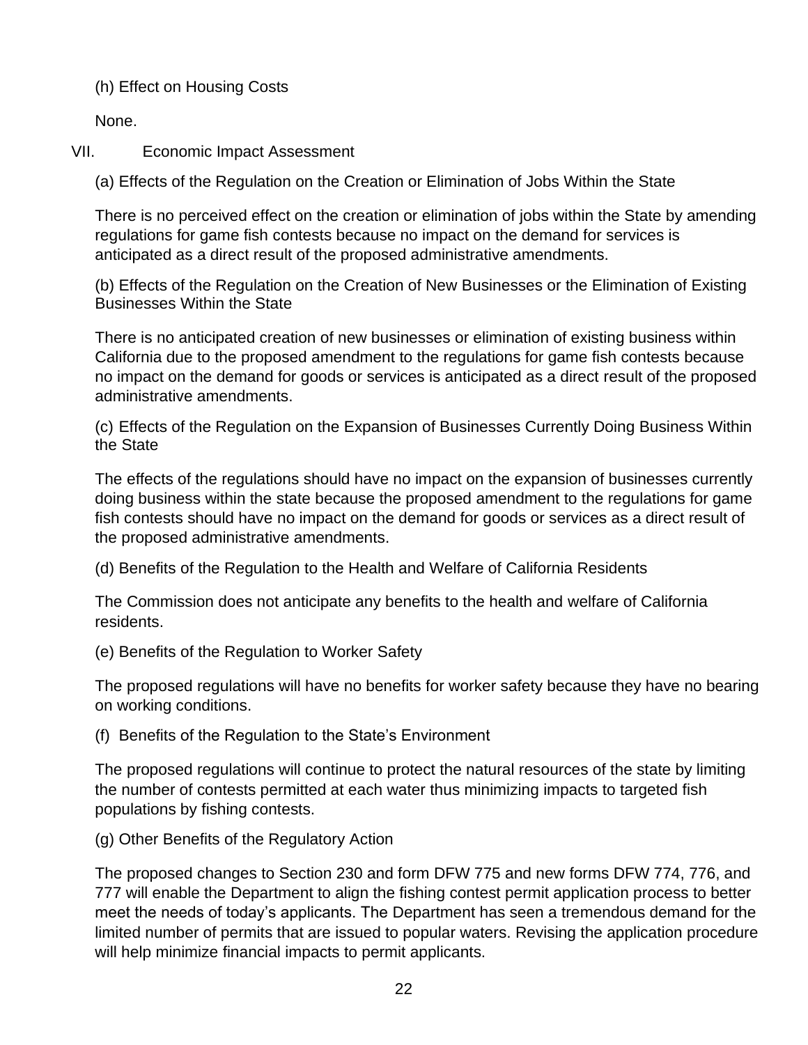(h) Effect on Housing Costs

None.

VII. Economic Impact Assessment

(a) Effects of the Regulation on the Creation or Elimination of Jobs Within the State

There is no perceived effect on the creation or elimination of jobs within the State by amending regulations for game fish contests because no impact on the demand for services is anticipated as a direct result of the proposed administrative amendments.

(b) Effects of the Regulation on the Creation of New Businesses or the Elimination of Existing Businesses Within the State

There is no anticipated creation of new businesses or elimination of existing business within California due to the proposed amendment to the regulations for game fish contests because no impact on the demand for goods or services is anticipated as a direct result of the proposed administrative amendments.

(c) Effects of the Regulation on the Expansion of Businesses Currently Doing Business Within the State

The effects of the regulations should have no impact on the expansion of businesses currently doing business within the state because the proposed amendment to the regulations for game fish contests should have no impact on the demand for goods or services as a direct result of the proposed administrative amendments.

(d) Benefits of the Regulation to the Health and Welfare of California Residents

The Commission does not anticipate any benefits to the health and welfare of California residents.

(e) Benefits of the Regulation to Worker Safety

The proposed regulations will have no benefits for worker safety because they have no bearing on working conditions.

(f) Benefits of the Regulation to the State's Environment

The proposed regulations will continue to protect the natural resources of the state by limiting the number of contests permitted at each water thus minimizing impacts to targeted fish populations by fishing contests.

(g) Other Benefits of the Regulatory Action

The proposed changes to Section 230 and form DFW 775 and new forms DFW 774, 776, and 777 will enable the Department to align the fishing contest permit application process to better meet the needs of today's applicants. The Department has seen a tremendous demand for the limited number of permits that are issued to popular waters. Revising the application procedure will help minimize financial impacts to permit applicants.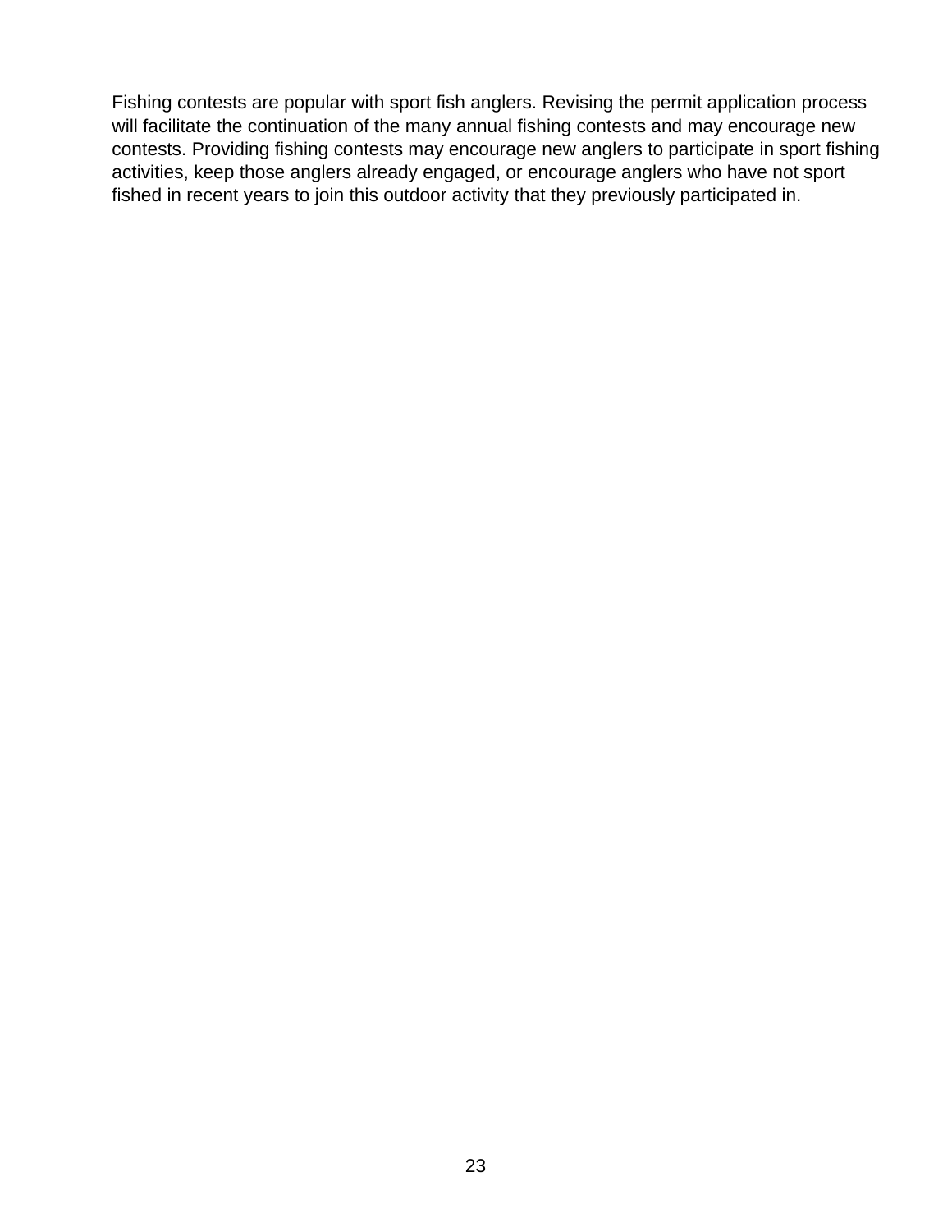Fishing contests are popular with sport fish anglers. Revising the permit application process will facilitate the continuation of the many annual fishing contests and may encourage new contests. Providing fishing contests may encourage new anglers to participate in sport fishing activities, keep those anglers already engaged, or encourage anglers who have not sport fished in recent years to join this outdoor activity that they previously participated in.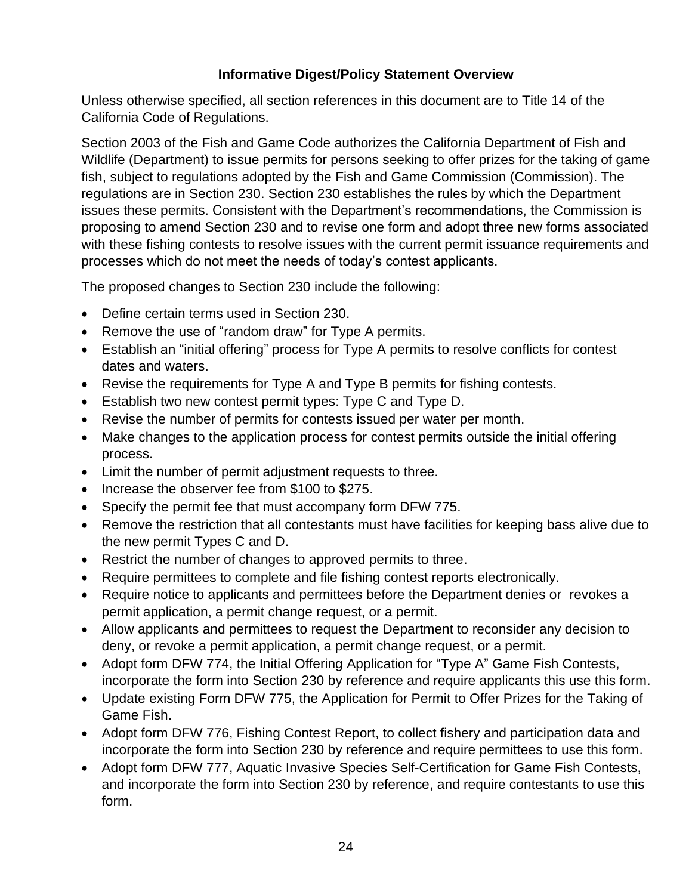## Informative Digest/Policy Statement Overview

Unless otherwise specified, all section references in this document are to Title 14 of the California Code of Regulations.

Section 2003 of the Fish and Game Code authorizes the California Department of Fish and Wildlife (Department) to issue permits for persons seeking to offer prizes for the taking of game fish, subject to regulations adopted by the Fish and Game Commission (Commission). The regulations are in Section 230. Section 230 establishes the rules by which the Department issues these permits. Consistent with the Department's recommendations, the Commission is proposing to amend Section 230 and to revise one form and adopt three new forms associated with these fishing contests to resolve issues with the current permit issuance requirements and processes which do not meet the needs of today's contest applicants.

The proposed changes to Section 230 include the following:

- Define certain terms used in Section 230.
- Remove the use of "random draw" for Type A permits.
- Establish an "initial offering" process for Type A permits to resolve conflicts for contest dates and waters.
- Revise the requirements for Type A and Type B permits for fishing contests.
- Establish two new contest permit types: Type C and Type D.
- Revise the number of permits for contests issued per water per month.
- Make changes to the application process for contest permits outside the initial offering process.
- Limit the number of permit adjustment requests to three.
- Increase the observer fee from $100 to $275.
- Specify the permit fee that must accompany form DFW 775.
- Remove the restriction that all contestants must have facilities for keeping bass alive due to the new permit Types C and D.
- Restrict the number of changes to approved permits to three.
- Require permittees to complete and file fishing contest reports electronically.
- Require notice to applicants and permittees before the Department denies or revokes a permit application, a permit change request, or a permit.
- Allow applicants and permittees to request the Department to reconsider any decision to deny, or revoke a permit application, a permit change request, or a permit.
- Adopt form DFW 774, the Initial Offering Application for "Type A" Game Fish Contests, incorporate the form into Section 230 by reference and require applicants this use this form.
- Update existing Form DFW 775, the Application for Permit to Offer Prizes for the Taking of Game Fish.
- Adopt form DFW 776, Fishing Contest Report, to collect fishery and participation data and incorporate the form into Section 230 by reference and require permittees to use this form.
- Adopt form DFW 777, Aquatic Invasive Species Self-Certification for Game Fish Contests, and incorporate the form into Section 230 by reference, and require contestants to use this form.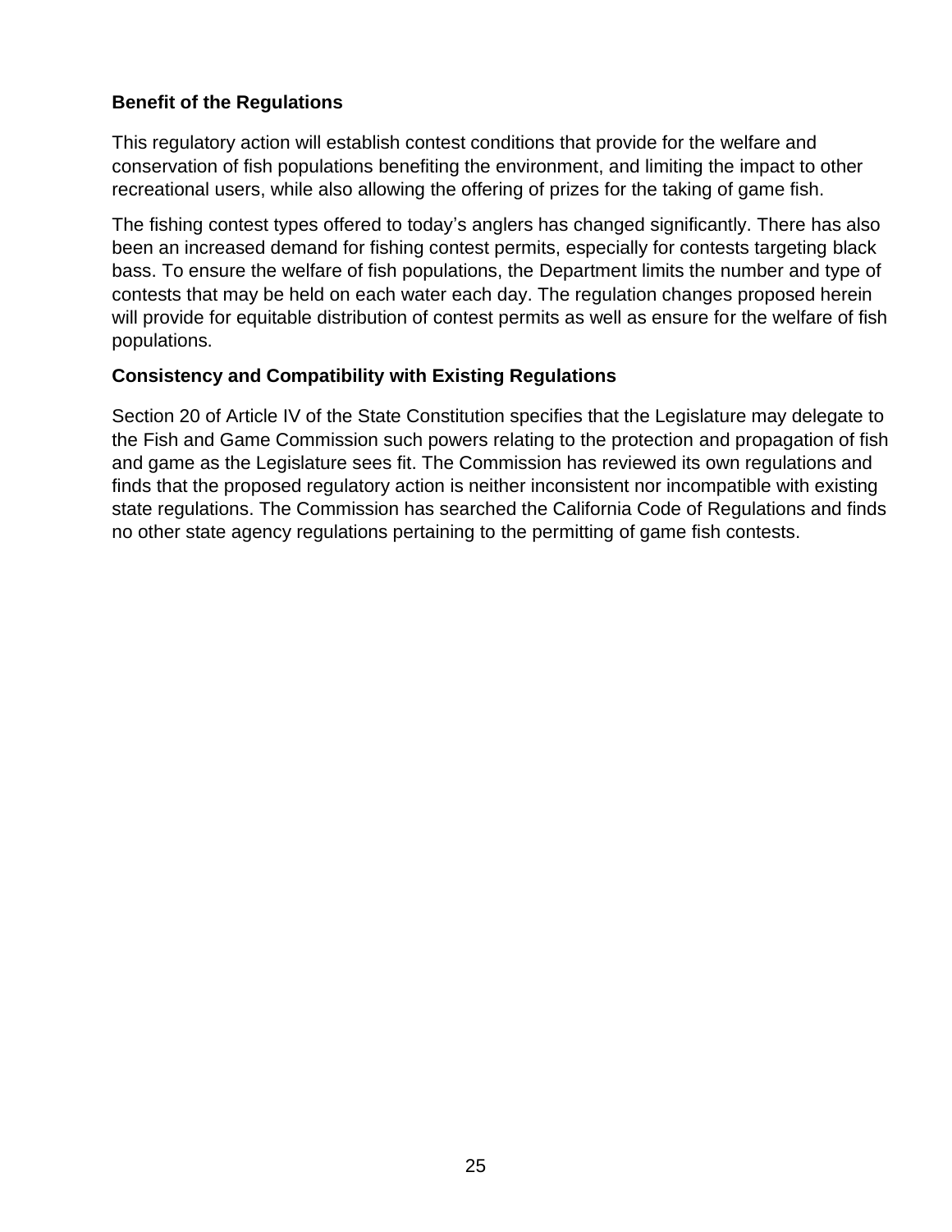**Benefit of the Regulations**

This regulatory action will establish contest conditions that provide for the welfare and conservation of fish populations benefiting the environment, and limiting the impact to other recreational users, while also allowing the offering of prizes for the taking of game fish.

The fishing contest types offered to today's anglers has changed significantly. There has also been an increased demand for fishing contest permits, especially for contests targeting black bass. To ensure the welfare of fish populations, the Department limits the number and type of contests that may be held on each water each day. The regulation changes proposed herein will provide for equitable distribution of contest permits as well as ensure for the welfare of fish populations.

**Consistency and Compatibility with Existing Regulations**

Section 20 of Article IV of the State Constitution specifies that the Legislature may delegate to the Fish and Game Commission such powers relating to the protection and propagation of fish and game as the Legislature sees fit. The Commission has reviewed its own regulations and finds that the proposed regulatory action is neither inconsistent nor incompatible with existing state regulations. The Commission has searched the California Code of Regulations and finds no other state agency regulations pertaining to the permitting of game fish contests.